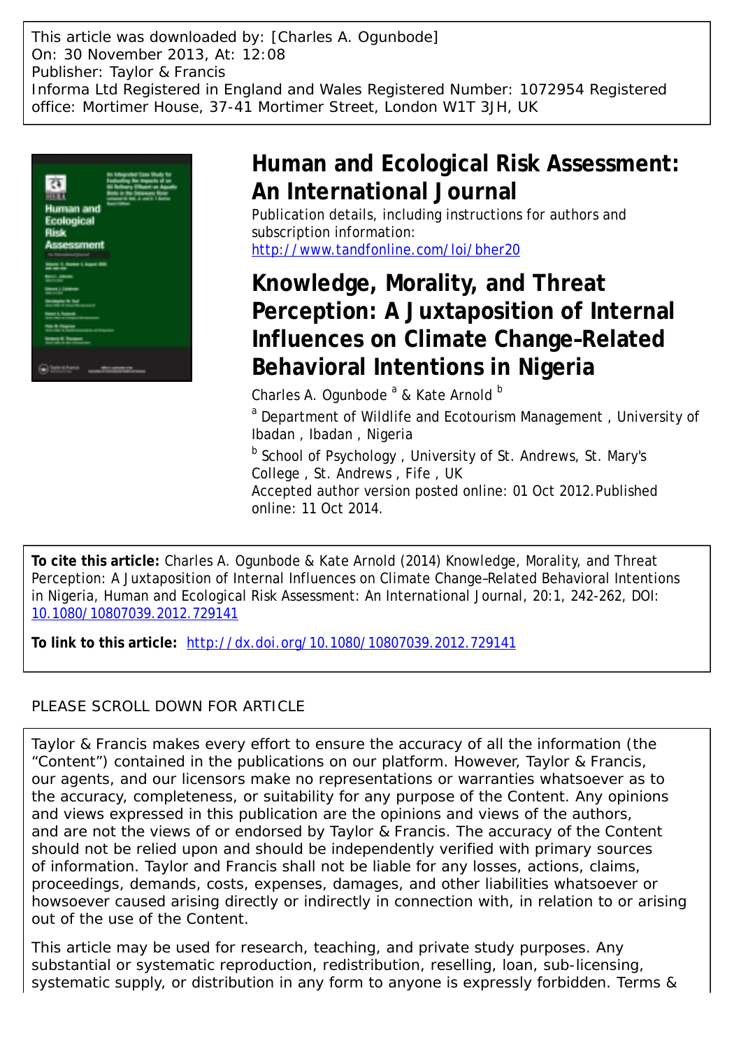This article was downloaded by: [Charles A. Ogunbode]
On: 30 November 2013, At: 12:08
Publisher: Taylor & Francis
Informa Ltd Registered in England and Wales Registered Number: 1072954 Registered office: Mortimer House, 37-41 Mortimer Street, London W1T 3JH, UK

# Human and Ecological Risk Assessment: An International Journal

Publication details, including instructions for authors and subscription information:
http://www.tandfonline.com/loi/bher20

# Knowledge, Morality, and Threat Perception: A Juxtaposition of Internal Influences on Climate Change–Related Behavioral Intentions in Nigeria

Charles A. Ogunbode [a] & Kate Arnold [b]

[a] Department of Wildlife and Ecotourism Management , University of Ibadan , Ibadan , Nigeria

[b] School of Psychology , University of St. Andrews, St. Mary's College , St. Andrews , Fife , UK

Accepted author version posted online: 01 Oct 2012.Published online: 11 Oct 2014.

**To cite this article:** Charles A. Ogunbode & Kate Arnold (2014) Knowledge, Morality, and Threat Perception: A Juxtaposition of Internal Influences on Climate Change–Related Behavioral Intentions in Nigeria, Human and Ecological Risk Assessment: An International Journal, 20:1, 242-262, DOI: 10.1080/10807039.2012.729141

**To link to this article:** http://dx.doi.org/10.1080/10807039.2012.729141

PLEASE SCROLL DOWN FOR ARTICLE

Taylor & Francis makes every effort to ensure the accuracy of all the information (the "Content") contained in the publications on our platform. However, Taylor & Francis, our agents, and our licensors make no representations or warranties whatsoever as to the accuracy, completeness, or suitability for any purpose of the Content. Any opinions and views expressed in this publication are the opinions and views of the authors, and are not the views of or endorsed by Taylor & Francis. The accuracy of the Content should not be relied upon and should be independently verified with primary sources of information. Taylor and Francis shall not be liable for any losses, actions, claims, proceedings, demands, costs, expenses, damages, and other liabilities whatsoever or howsoever caused arising directly or indirectly in connection with, in relation to or arising out of the use of the Content.

This article may be used for research, teaching, and private study purposes. Any substantial or systematic reproduction, redistribution, reselling, loan, sub-licensing, systematic supply, or distribution in any form to anyone is expressly forbidden. Terms &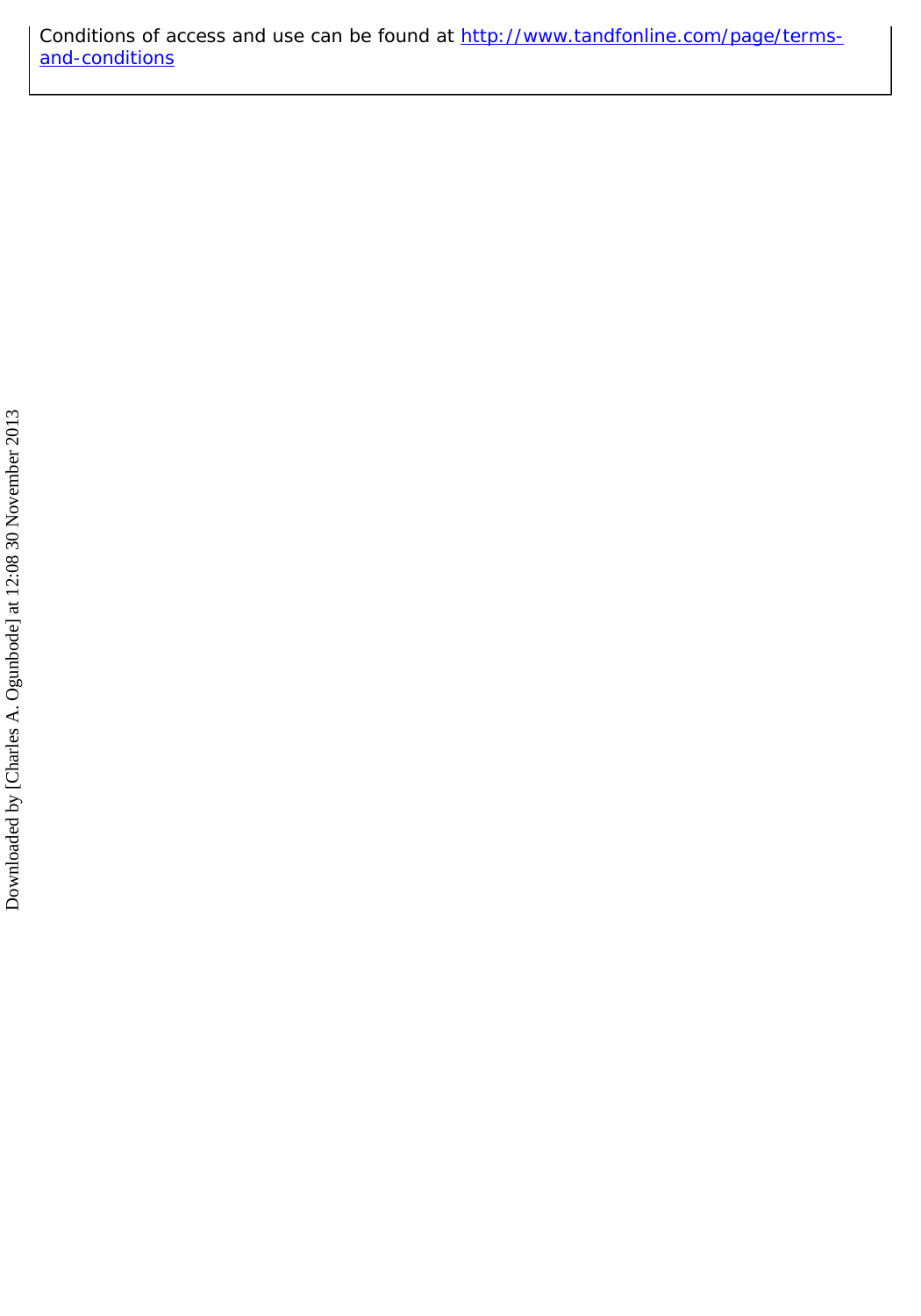Conditions of access and use can be found at http://www.tandfonline.com/page/terms-and-conditions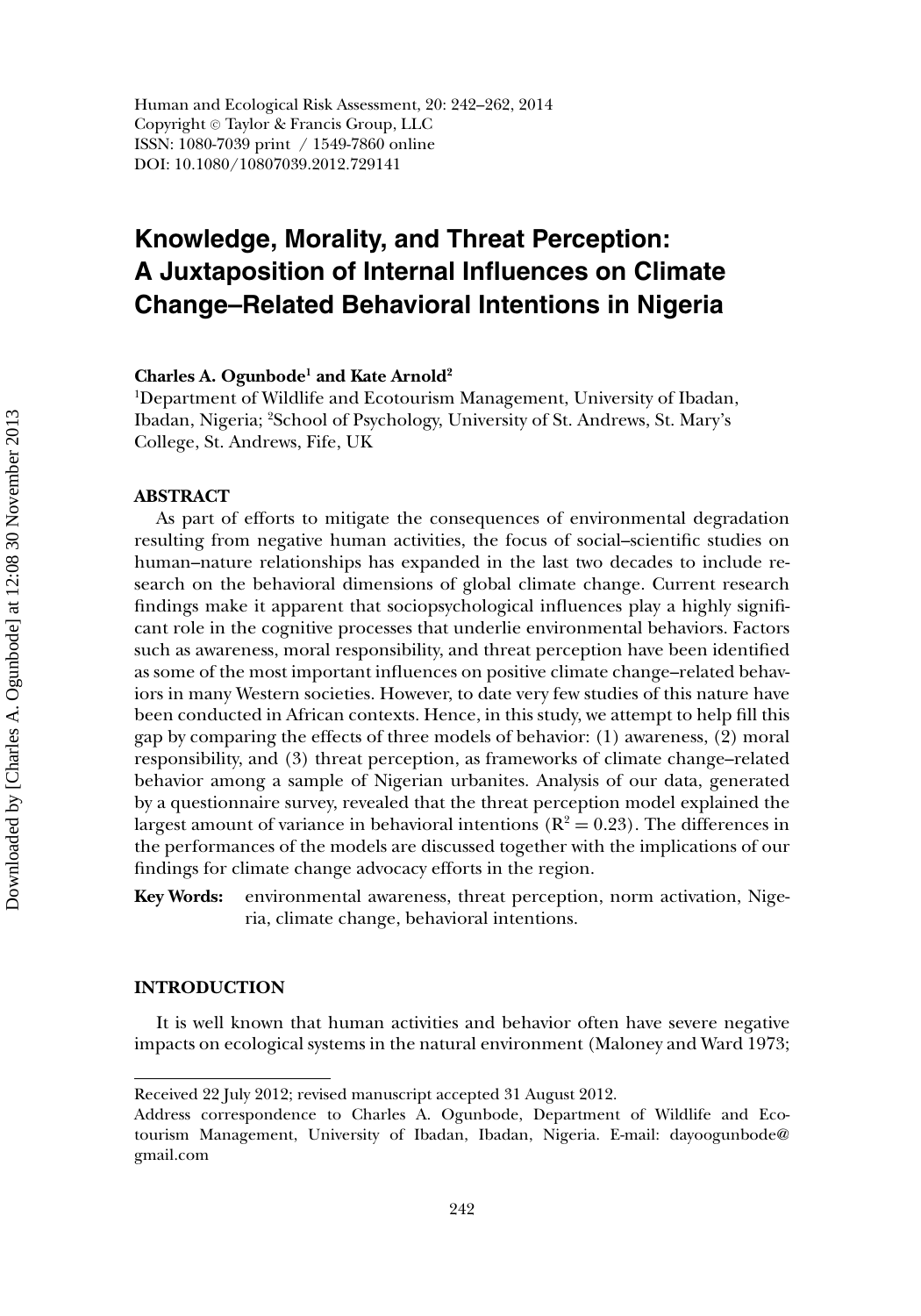# Knowledge, Morality, and Threat Perception: A Juxtaposition of Internal Influences on Climate Change–Related Behavioral Intentions in Nigeria

**Charles A. Ogunbode[1] and Kate Arnold[2]**

[1]Department of Wildlife and Ecotourism Management, University of Ibadan, Ibadan, Nigeria; [2]School of Psychology, University of St. Andrews, St. Mary's College, St. Andrews, Fife, UK

## ABSTRACT

As part of efforts to mitigate the consequences of environmental degradation resulting from negative human activities, the focus of social–scientific studies on human–nature relationships has expanded in the last two decades to include research on the behavioral dimensions of global climate change. Current research findings make it apparent that sociopsychological influences play a highly significant role in the cognitive processes that underlie environmental behaviors. Factors such as awareness, moral responsibility, and threat perception have been identified as some of the most important influences on positive climate change–related behaviors in many Western societies. However, to date very few studies of this nature have been conducted in African contexts. Hence, in this study, we attempt to help fill this gap by comparing the effects of three models of behavior: (1) awareness, (2) moral responsibility, and (3) threat perception, as frameworks of climate change–related behavior among a sample of Nigerian urbanites. Analysis of our data, generated by a questionnaire survey, revealed that the threat perception model explained the largest amount of variance in behavioral intentions ($R^2 = 0.23$). The differences in the performances of the models are discussed together with the implications of our findings for climate change advocacy efforts in the region.

**Key Words:** environmental awareness, threat perception, norm activation, Nigeria, climate change, behavioral intentions.

## INTRODUCTION

It is well known that human activities and behavior often have severe negative impacts on ecological systems in the natural environment (Maloney and Ward 1973;

Received 22 July 2012; revised manuscript accepted 31 August 2012.

Address correspondence to Charles A. Ogunbode, Department of Wildlife and Ecotourism Management, University of Ibadan, Ibadan, Nigeria. E-mail: dayoogunbode@gmail.com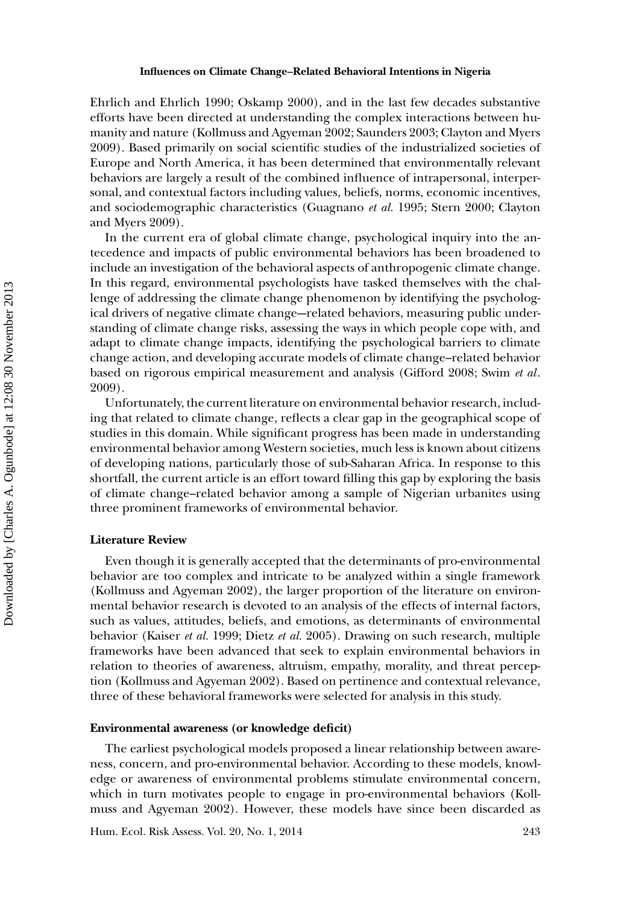Ehrlich and Ehrlich 1990; Oskamp 2000), and in the last few decades substantive efforts have been directed at understanding the complex interactions between humanity and nature (Kollmuss and Agyeman 2002; Saunders 2003; Clayton and Myers 2009). Based primarily on social scientific studies of the industrialized societies of Europe and North America, it has been determined that environmentally relevant behaviors are largely a result of the combined influence of intrapersonal, interpersonal, and contextual factors including values, beliefs, norms, economic incentives, and sociodemographic characteristics (Guagnano *et al.* 1995; Stern 2000; Clayton and Myers 2009).

In the current era of global climate change, psychological inquiry into the antecedence and impacts of public environmental behaviors has been broadened to include an investigation of the behavioral aspects of anthropogenic climate change. In this regard, environmental psychologists have tasked themselves with the challenge of addressing the climate change phenomenon by identifying the psychological drivers of negative climate change—related behaviors, measuring public understanding of climate change risks, assessing the ways in which people cope with, and adapt to climate change impacts, identifying the psychological barriers to climate change action, and developing accurate models of climate change–related behavior based on rigorous empirical measurement and analysis (Gifford 2008; Swim *et al*. 2009).

Unfortunately, the current literature on environmental behavior research, including that related to climate change, reflects a clear gap in the geographical scope of studies in this domain. While significant progress has been made in understanding environmental behavior among Western societies, much less is known about citizens of developing nations, particularly those of sub-Saharan Africa. In response to this shortfall, the current article is an effort toward filling this gap by exploring the basis of climate change–related behavior among a sample of Nigerian urbanites using three prominent frameworks of environmental behavior.

## Literature Review

Even though it is generally accepted that the determinants of pro-environmental behavior are too complex and intricate to be analyzed within a single framework (Kollmuss and Agyeman 2002), the larger proportion of the literature on environmental behavior research is devoted to an analysis of the effects of internal factors, such as values, attitudes, beliefs, and emotions, as determinants of environmental behavior (Kaiser *et al.* 1999; Dietz *et al.* 2005). Drawing on such research, multiple frameworks have been advanced that seek to explain environmental behaviors in relation to theories of awareness, altruism, empathy, morality, and threat perception (Kollmuss and Agyeman 2002). Based on pertinence and contextual relevance, three of these behavioral frameworks were selected for analysis in this study.

### Environmental awareness (or knowledge deficit)

The earliest psychological models proposed a linear relationship between awareness, concern, and pro-environmental behavior. According to these models, knowledge or awareness of environmental problems stimulate environmental concern, which in turn motivates people to engage in pro-environmental behaviors (Kollmuss and Agyeman 2002). However, these models have since been discarded as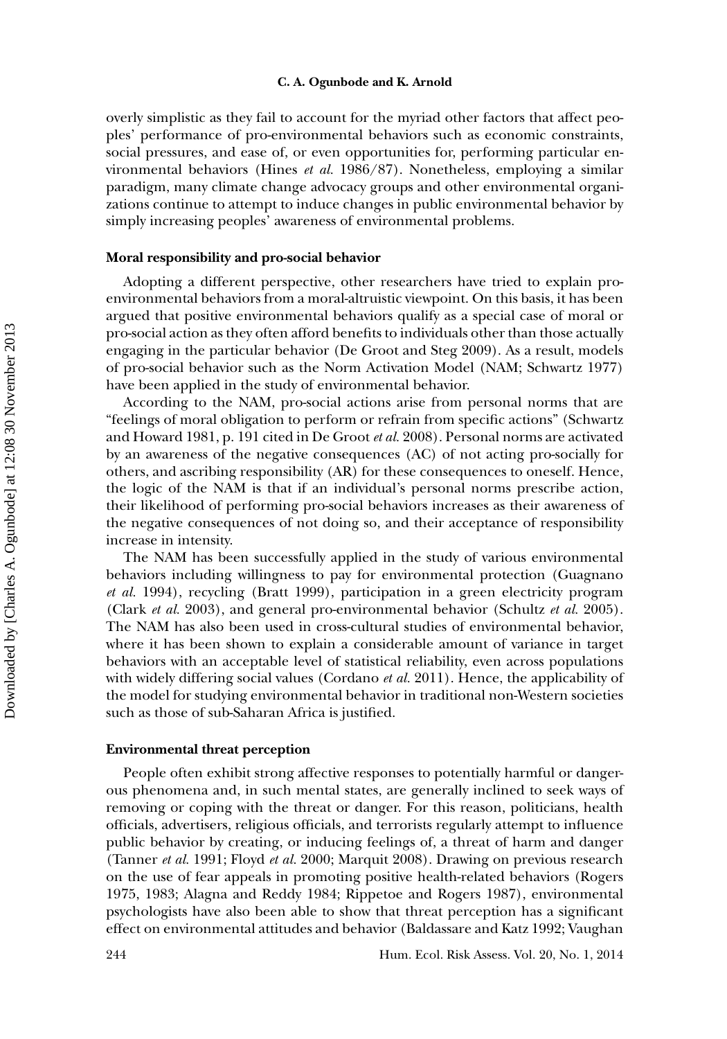overly simplistic as they fail to account for the myriad other factors that affect peoples' performance of pro-environmental behaviors such as economic constraints, social pressures, and ease of, or even opportunities for, performing particular environmental behaviors (Hines *et al.* 1986/87). Nonetheless, employing a similar paradigm, many climate change advocacy groups and other environmental organizations continue to attempt to induce changes in public environmental behavior by simply increasing peoples' awareness of environmental problems.

### Moral responsibility and pro-social behavior

Adopting a different perspective, other researchers have tried to explain pro-environmental behaviors from a moral-altruistic viewpoint. On this basis, it has been argued that positive environmental behaviors qualify as a special case of moral or pro-social action as they often afford benefits to individuals other than those actually engaging in the particular behavior (De Groot and Steg 2009). As a result, models of pro-social behavior such as the Norm Activation Model (NAM; Schwartz 1977) have been applied in the study of environmental behavior.

According to the NAM, pro-social actions arise from personal norms that are "feelings of moral obligation to perform or refrain from specific actions" (Schwartz and Howard 1981, p. 191 cited in De Groot *et al.* 2008). Personal norms are activated by an awareness of the negative consequences (AC) of not acting pro-socially for others, and ascribing responsibility (AR) for these consequences to oneself. Hence, the logic of the NAM is that if an individual's personal norms prescribe action, their likelihood of performing pro-social behaviors increases as their awareness of the negative consequences of not doing so, and their acceptance of responsibility increase in intensity.

The NAM has been successfully applied in the study of various environmental behaviors including willingness to pay for environmental protection (Guagnano *et al.* 1994), recycling (Bratt 1999), participation in a green electricity program (Clark *et al.* 2003), and general pro-environmental behavior (Schultz *et al.* 2005). The NAM has also been used in cross-cultural studies of environmental behavior, where it has been shown to explain a considerable amount of variance in target behaviors with an acceptable level of statistical reliability, even across populations with widely differing social values (Cordano *et al.* 2011). Hence, the applicability of the model for studying environmental behavior in traditional non-Western societies such as those of sub-Saharan Africa is justified.

### Environmental threat perception

People often exhibit strong affective responses to potentially harmful or dangerous phenomena and, in such mental states, are generally inclined to seek ways of removing or coping with the threat or danger. For this reason, politicians, health officials, advertisers, religious officials, and terrorists regularly attempt to influence public behavior by creating, or inducing feelings of, a threat of harm and danger (Tanner *et al.* 1991; Floyd *et al.* 2000; Marquit 2008). Drawing on previous research on the use of fear appeals in promoting positive health-related behaviors (Rogers 1975, 1983; Alagna and Reddy 1984; Rippetoe and Rogers 1987), environmental psychologists have also been able to show that threat perception has a significant effect on environmental attitudes and behavior (Baldassare and Katz 1992; Vaughan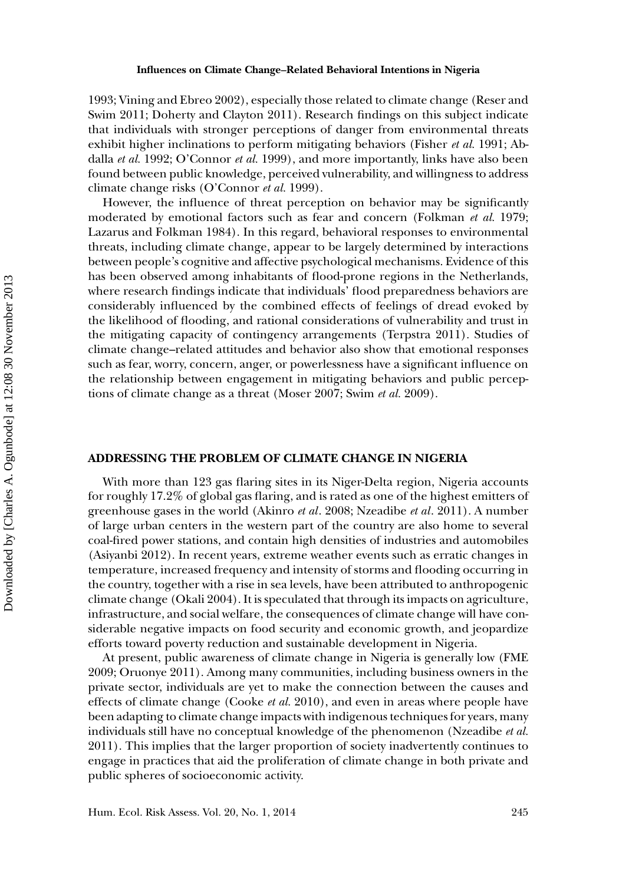1993; Vining and Ebreo 2002), especially those related to climate change (Reser and Swim 2011; Doherty and Clayton 2011). Research findings on this subject indicate that individuals with stronger perceptions of danger from environmental threats exhibit higher inclinations to perform mitigating behaviors (Fisher *et al.* 1991; Abdalla *et al.* 1992; O'Connor *et al.* 1999), and more importantly, links have also been found between public knowledge, perceived vulnerability, and willingness to address climate change risks (O'Connor *et al.* 1999).

However, the influence of threat perception on behavior may be significantly moderated by emotional factors such as fear and concern (Folkman *et al.* 1979; Lazarus and Folkman 1984). In this regard, behavioral responses to environmental threats, including climate change, appear to be largely determined by interactions between people's cognitive and affective psychological mechanisms. Evidence of this has been observed among inhabitants of flood-prone regions in the Netherlands, where research findings indicate that individuals' flood preparedness behaviors are considerably influenced by the combined effects of feelings of dread evoked by the likelihood of flooding, and rational considerations of vulnerability and trust in the mitigating capacity of contingency arrangements (Terpstra 2011). Studies of climate change–related attitudes and behavior also show that emotional responses such as fear, worry, concern, anger, or powerlessness have a significant influence on the relationship between engagement in mitigating behaviors and public perceptions of climate change as a threat (Moser 2007; Swim *et al.* 2009).

## ADDRESSING THE PROBLEM OF CLIMATE CHANGE IN NIGERIA

With more than 123 gas flaring sites in its Niger-Delta region, Nigeria accounts for roughly 17.2% of global gas flaring, and is rated as one of the highest emitters of greenhouse gases in the world (Akinro *et al*. 2008; Nzeadibe *et al*. 2011). A number of large urban centers in the western part of the country are also home to several coal-fired power stations, and contain high densities of industries and automobiles (Asiyanbi 2012). In recent years, extreme weather events such as erratic changes in temperature, increased frequency and intensity of storms and flooding occurring in the country, together with a rise in sea levels, have been attributed to anthropogenic climate change (Okali 2004). It is speculated that through its impacts on agriculture, infrastructure, and social welfare, the consequences of climate change will have considerable negative impacts on food security and economic growth, and jeopardize efforts toward poverty reduction and sustainable development in Nigeria.

At present, public awareness of climate change in Nigeria is generally low (FME 2009; Oruonye 2011). Among many communities, including business owners in the private sector, individuals are yet to make the connection between the causes and effects of climate change (Cooke *et al.* 2010), and even in areas where people have been adapting to climate change impacts with indigenous techniques for years, many individuals still have no conceptual knowledge of the phenomenon (Nzeadibe *et al.* 2011). This implies that the larger proportion of society inadvertently continues to engage in practices that aid the proliferation of climate change in both private and public spheres of socioeconomic activity.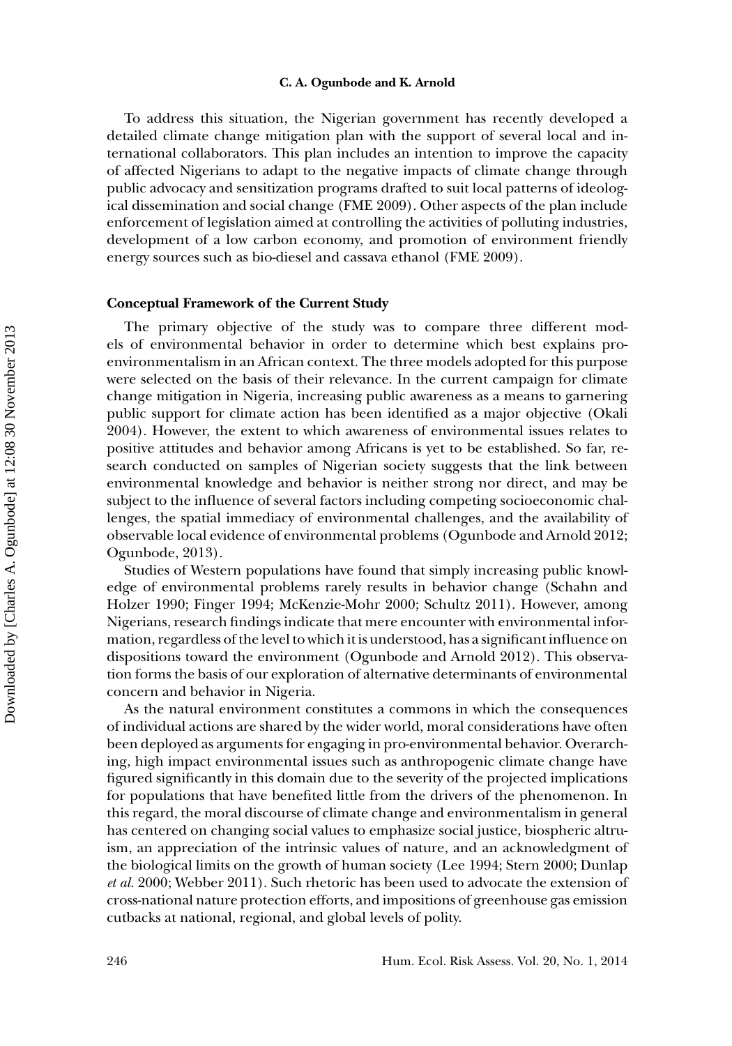To address this situation, the Nigerian government has recently developed a detailed climate change mitigation plan with the support of several local and international collaborators. This plan includes an intention to improve the capacity of affected Nigerians to adapt to the negative impacts of climate change through public advocacy and sensitization programs drafted to suit local patterns of ideological dissemination and social change (FME 2009). Other aspects of the plan include enforcement of legislation aimed at controlling the activities of polluting industries, development of a low carbon economy, and promotion of environment friendly energy sources such as bio-diesel and cassava ethanol (FME 2009).

## Conceptual Framework of the Current Study

The primary objective of the study was to compare three different models of environmental behavior in order to determine which best explains pro-environmentalism in an African context. The three models adopted for this purpose were selected on the basis of their relevance. In the current campaign for climate change mitigation in Nigeria, increasing public awareness as a means to garnering public support for climate action has been identified as a major objective (Okali 2004). However, the extent to which awareness of environmental issues relates to positive attitudes and behavior among Africans is yet to be established. So far, research conducted on samples of Nigerian society suggests that the link between environmental knowledge and behavior is neither strong nor direct, and may be subject to the influence of several factors including competing socioeconomic challenges, the spatial immediacy of environmental challenges, and the availability of observable local evidence of environmental problems (Ogunbode and Arnold 2012; Ogunbode, 2013).

Studies of Western populations have found that simply increasing public knowledge of environmental problems rarely results in behavior change (Schahn and Holzer 1990; Finger 1994; McKenzie-Mohr 2000; Schultz 2011). However, among Nigerians, research findings indicate that mere encounter with environmental information, regardless of the level to which it is understood, has a significant influence on dispositions toward the environment (Ogunbode and Arnold 2012). This observation forms the basis of our exploration of alternative determinants of environmental concern and behavior in Nigeria.

As the natural environment constitutes a commons in which the consequences of individual actions are shared by the wider world, moral considerations have often been deployed as arguments for engaging in pro-environmental behavior. Overarching, high impact environmental issues such as anthropogenic climate change have figured significantly in this domain due to the severity of the projected implications for populations that have benefited little from the drivers of the phenomenon. In this regard, the moral discourse of climate change and environmentalism in general has centered on changing social values to emphasize social justice, biospheric altruism, an appreciation of the intrinsic values of nature, and an acknowledgment of the biological limits on the growth of human society (Lee 1994; Stern 2000; Dunlap *et al.* 2000; Webber 2011). Such rhetoric has been used to advocate the extension of cross-national nature protection efforts, and impositions of greenhouse gas emission cutbacks at national, regional, and global levels of polity.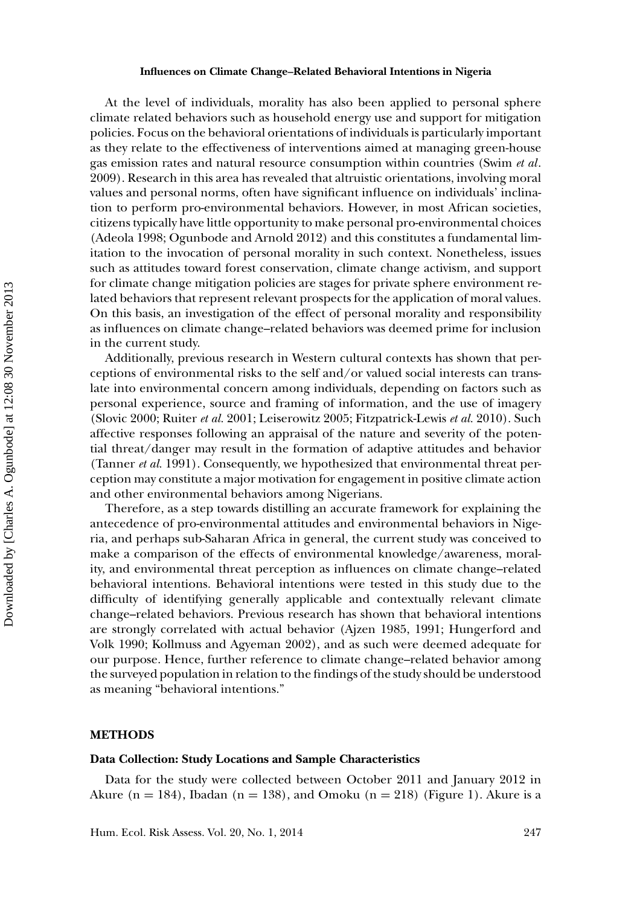At the level of individuals, morality has also been applied to personal sphere climate related behaviors such as household energy use and support for mitigation policies. Focus on the behavioral orientations of individuals is particularly important as they relate to the effectiveness of interventions aimed at managing green-house gas emission rates and natural resource consumption within countries (Swim *et al*. 2009). Research in this area has revealed that altruistic orientations, involving moral values and personal norms, often have significant influence on individuals' inclination to perform pro-environmental behaviors. However, in most African societies, citizens typically have little opportunity to make personal pro-environmental choices (Adeola 1998; Ogunbode and Arnold 2012) and this constitutes a fundamental limitation to the invocation of personal morality in such context. Nonetheless, issues such as attitudes toward forest conservation, climate change activism, and support for climate change mitigation policies are stages for private sphere environment related behaviors that represent relevant prospects for the application of moral values. On this basis, an investigation of the effect of personal morality and responsibility as influences on climate change–related behaviors was deemed prime for inclusion in the current study.

Additionally, previous research in Western cultural contexts has shown that perceptions of environmental risks to the self and/or valued social interests can translate into environmental concern among individuals, depending on factors such as personal experience, source and framing of information, and the use of imagery (Slovic 2000; Ruiter *et al.* 2001; Leiserowitz 2005; Fitzpatrick-Lewis *et al.* 2010). Such affective responses following an appraisal of the nature and severity of the potential threat/danger may result in the formation of adaptive attitudes and behavior (Tanner *et al.* 1991). Consequently, we hypothesized that environmental threat perception may constitute a major motivation for engagement in positive climate action and other environmental behaviors among Nigerians.

Therefore, as a step towards distilling an accurate framework for explaining the antecedence of pro-environmental attitudes and environmental behaviors in Nigeria, and perhaps sub-Saharan Africa in general, the current study was conceived to make a comparison of the effects of environmental knowledge/awareness, morality, and environmental threat perception as influences on climate change–related behavioral intentions. Behavioral intentions were tested in this study due to the difficulty of identifying generally applicable and contextually relevant climate change–related behaviors. Previous research has shown that behavioral intentions are strongly correlated with actual behavior (Ajzen 1985, 1991; Hungerford and Volk 1990; Kollmuss and Agyeman 2002), and as such were deemed adequate for our purpose. Hence, further reference to climate change–related behavior among the surveyed population in relation to the findings of the study should be understood as meaning "behavioral intentions."

## METHODS

### Data Collection: Study Locations and Sample Characteristics

Data for the study were collected between October 2011 and January 2012 in Akure (n = 184), Ibadan (n = 138), and Omoku (n = 218) (Figure 1). Akure is a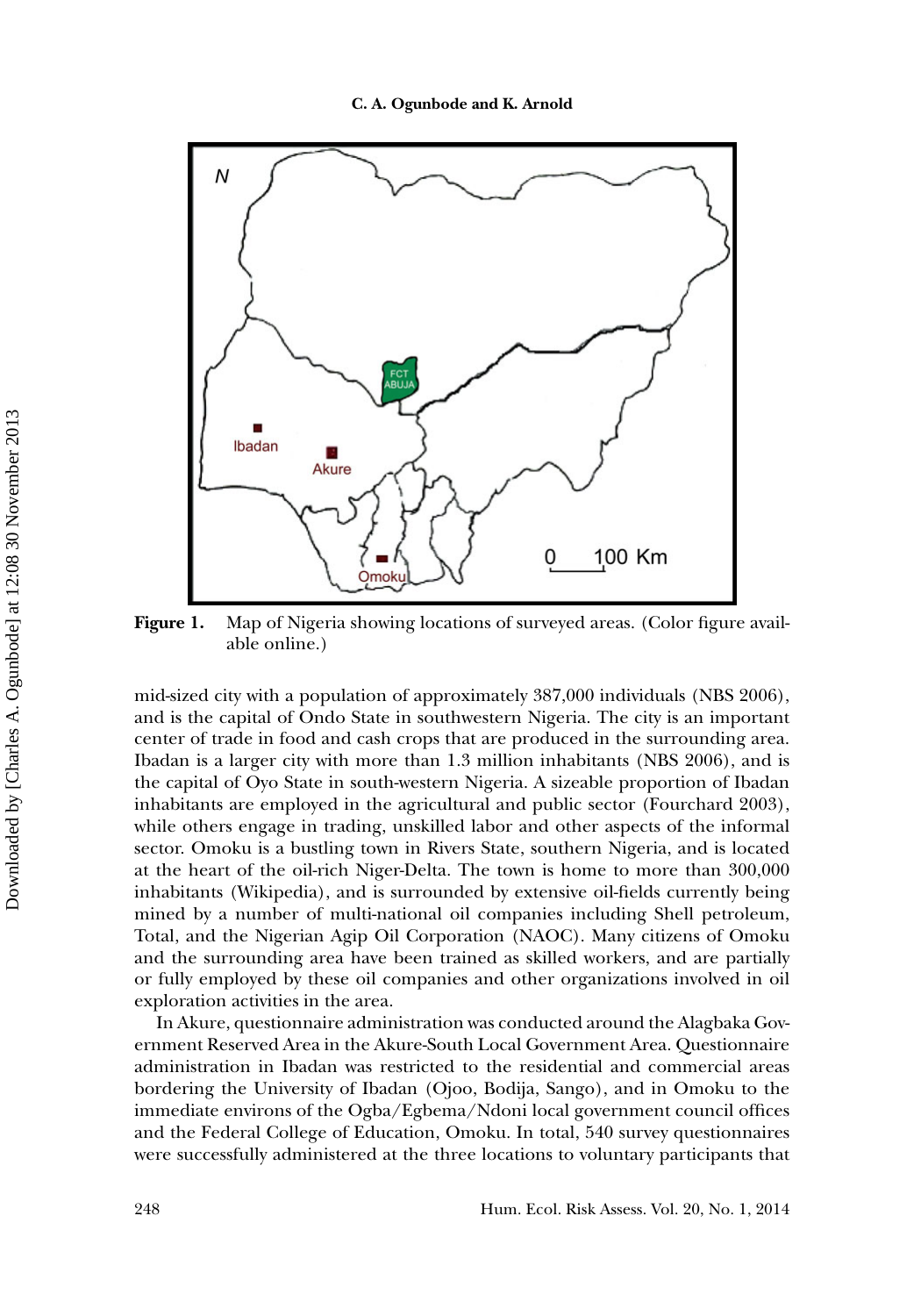**Figure 1.** Map of Nigeria showing locations of surveyed areas. (Color figure available online.)

mid-sized city with a population of approximately 387,000 individuals (NBS 2006), and is the capital of Ondo State in southwestern Nigeria. The city is an important center of trade in food and cash crops that are produced in the surrounding area. Ibadan is a larger city with more than 1.3 million inhabitants (NBS 2006), and is the capital of Oyo State in south-western Nigeria. A sizeable proportion of Ibadan inhabitants are employed in the agricultural and public sector (Fourchard 2003), while others engage in trading, unskilled labor and other aspects of the informal sector. Omoku is a bustling town in Rivers State, southern Nigeria, and is located at the heart of the oil-rich Niger-Delta. The town is home to more than 300,000 inhabitants (Wikipedia), and is surrounded by extensive oil-fields currently being mined by a number of multi-national oil companies including Shell petroleum, Total, and the Nigerian Agip Oil Corporation (NAOC). Many citizens of Omoku and the surrounding area have been trained as skilled workers, and are partially or fully employed by these oil companies and other organizations involved in oil exploration activities in the area.

In Akure, questionnaire administration was conducted around the Alagbaka Government Reserved Area in the Akure-South Local Government Area. Questionnaire administration in Ibadan was restricted to the residential and commercial areas bordering the University of Ibadan (Ojoo, Bodija, Sango), and in Omoku to the immediate environs of the Ogba/Egbema/Ndoni local government council offices and the Federal College of Education, Omoku. In total, 540 survey questionnaires were successfully administered at the three locations to voluntary participants that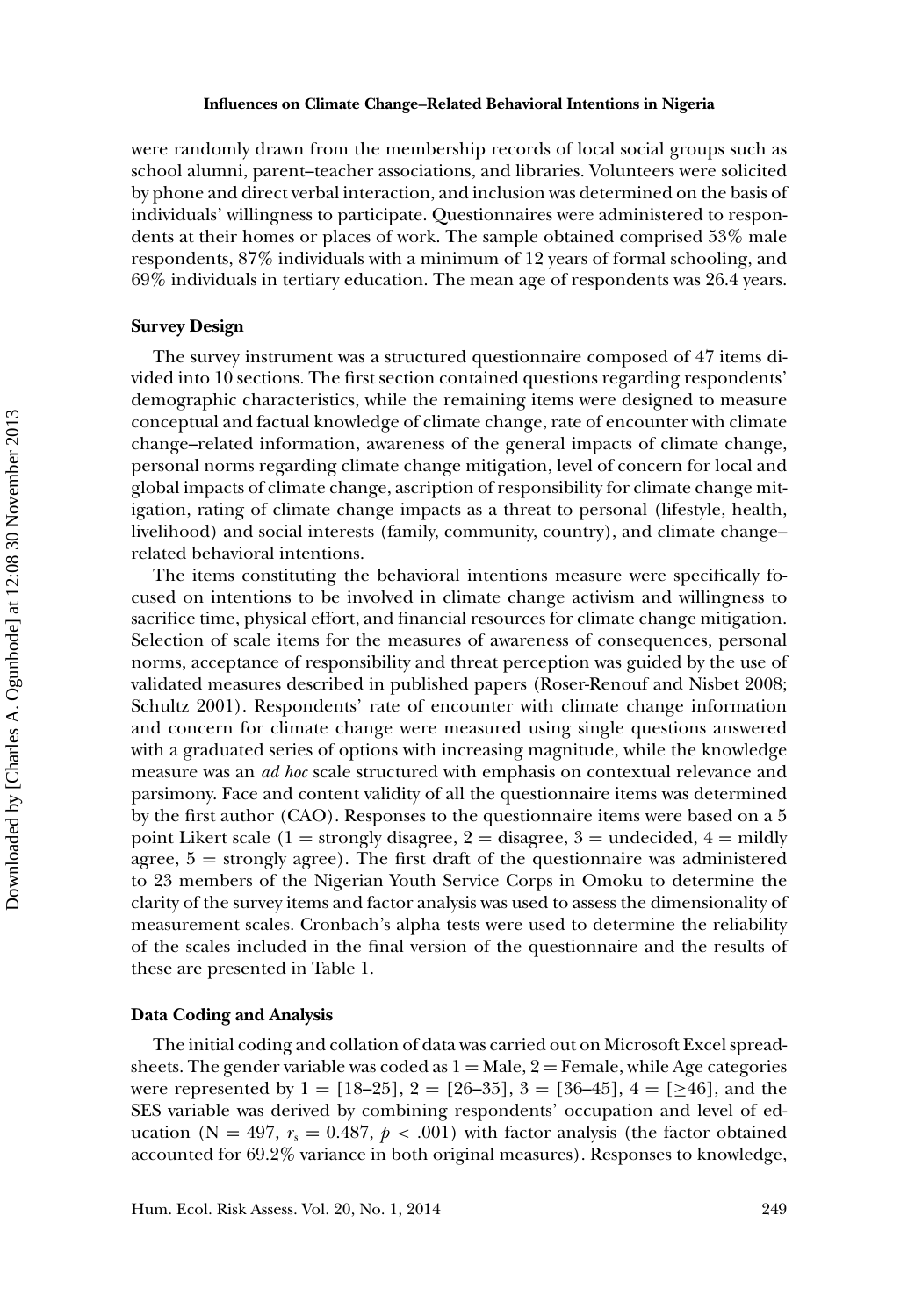were randomly drawn from the membership records of local social groups such as school alumni, parent–teacher associations, and libraries. Volunteers were solicited by phone and direct verbal interaction, and inclusion was determined on the basis of individuals' willingness to participate. Questionnaires were administered to respondents at their homes or places of work. The sample obtained comprised 53% male respondents, 87% individuals with a minimum of 12 years of formal schooling, and 69% individuals in tertiary education. The mean age of respondents was 26.4 years.

### Survey Design

The survey instrument was a structured questionnaire composed of 47 items divided into 10 sections. The first section contained questions regarding respondents' demographic characteristics, while the remaining items were designed to measure conceptual and factual knowledge of climate change, rate of encounter with climate change–related information, awareness of the general impacts of climate change, personal norms regarding climate change mitigation, level of concern for local and global impacts of climate change, ascription of responsibility for climate change mitigation, rating of climate change impacts as a threat to personal (lifestyle, health, livelihood) and social interests (family, community, country), and climate change–related behavioral intentions.

The items constituting the behavioral intentions measure were specifically focused on intentions to be involved in climate change activism and willingness to sacrifice time, physical effort, and financial resources for climate change mitigation. Selection of scale items for the measures of awareness of consequences, personal norms, acceptance of responsibility and threat perception was guided by the use of validated measures described in published papers (Roser-Renouf and Nisbet 2008; Schultz 2001). Respondents' rate of encounter with climate change information and concern for climate change were measured using single questions answered with a graduated series of options with increasing magnitude, while the knowledge measure was an *ad hoc* scale structured with emphasis on contextual relevance and parsimony. Face and content validity of all the questionnaire items was determined by the first author (CAO). Responses to the questionnaire items were based on a 5 point Likert scale (1 = strongly disagree, 2 = disagree, 3 = undecided, 4 = mildly agree, 5 = strongly agree). The first draft of the questionnaire was administered to 23 members of the Nigerian Youth Service Corps in Omoku to determine the clarity of the survey items and factor analysis was used to assess the dimensionality of measurement scales. Cronbach's alpha tests were used to determine the reliability of the scales included in the final version of the questionnaire and the results of these are presented in Table 1.

### Data Coding and Analysis

The initial coding and collation of data was carried out on Microsoft Excel spreadsheets. The gender variable was coded as 1 = Male, 2 = Female, while Age categories were represented by 1 = [18–25], 2 = [26–35], 3 = [36–45], 4 = [≥46], and the SES variable was derived by combining respondents' occupation and level of education (N = 497, $r_s = 0.487$, $p < .001$) with factor analysis (the factor obtained accounted for 69.2% variance in both original measures). Responses to knowledge,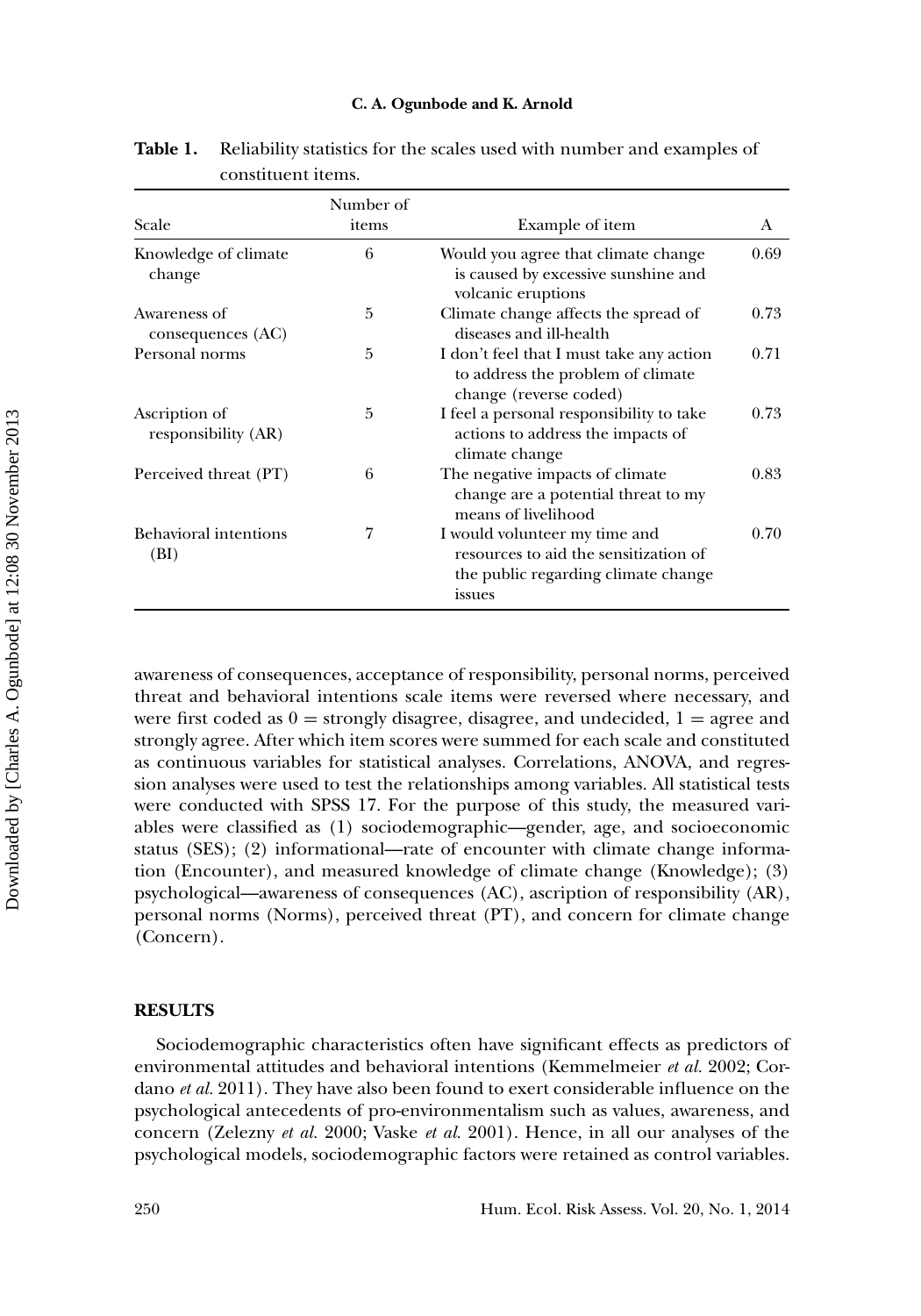**Table 1.** Reliability statistics for the scales used with number and examples of constituent items.

| Scale | Number of items | Example of item | Α |
|---|---|---|---|
| Knowledge of climate change | 6 | Would you agree that climate change is caused by excessive sunshine and volcanic eruptions | 0.69 |
| Awareness of consequences (AC) | 5 | Climate change affects the spread of diseases and ill-health | 0.73 |
| Personal norms | 5 | I don't feel that I must take any action to address the problem of climate change (reverse coded) | 0.71 |
| Ascription of responsibility (AR) | 5 | I feel a personal responsibility to take actions to address the impacts of climate change | 0.73 |
| Perceived threat (PT) | 6 | The negative impacts of climate change are a potential threat to my means of livelihood | 0.83 |
| Behavioral intentions (BI) | 7 | I would volunteer my time and resources to aid the sensitization of the public regarding climate change issues | 0.70 |

awareness of consequences, acceptance of responsibility, personal norms, perceived threat and behavioral intentions scale items were reversed where necessary, and were first coded as 0 = strongly disagree, disagree, and undecided, 1 = agree and strongly agree. After which item scores were summed for each scale and constituted as continuous variables for statistical analyses. Correlations, ANOVA, and regression analyses were used to test the relationships among variables. All statistical tests were conducted with SPSS 17. For the purpose of this study, the measured variables were classified as (1) sociodemographic—gender, age, and socioeconomic status (SES); (2) informational—rate of encounter with climate change information (Encounter), and measured knowledge of climate change (Knowledge); (3) psychological—awareness of consequences (AC), ascription of responsibility (AR), personal norms (Norms), perceived threat (PT), and concern for climate change (Concern).

## RESULTS

Sociodemographic characteristics often have significant effects as predictors of environmental attitudes and behavioral intentions (Kemmelmeier *et al.* 2002; Cordano *et al.* 2011). They have also been found to exert considerable influence on the psychological antecedents of pro-environmentalism such as values, awareness, and concern (Zelezny *et al.* 2000; Vaske *et al.* 2001). Hence, in all our analyses of the psychological models, sociodemographic factors were retained as control variables.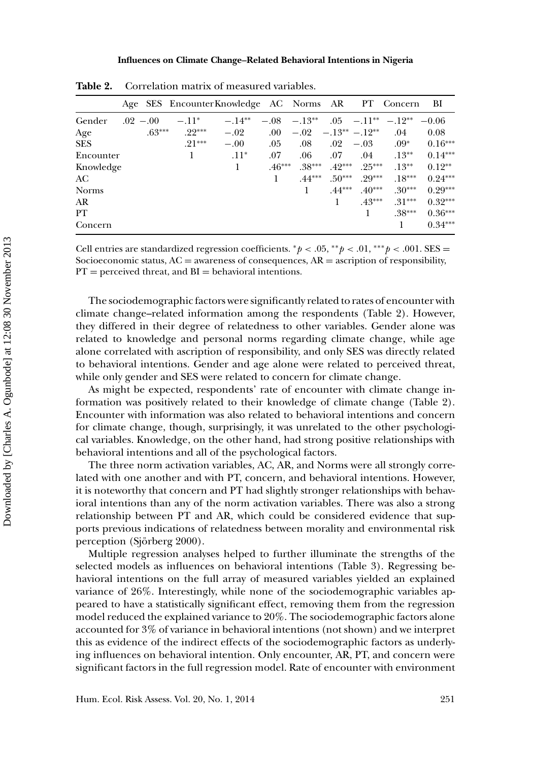**Table 2.** Correlation matrix of measured variables.

| | Age | SES | Encounter | Knowledge | AC | Norms | AR | PT | Concern | BI |
|---|---|---|---|---|---|---|---|---|---|---|
| Gender | .02 | −.00 | −.11* | −.14** | −.08 | −.13** | .05 | −.11** | −.12** | −0.06 |
| Age | | .63*** | .22*** | −.02 | .00 | −.02 | −.13** | −.12** | .04 | 0.08 |
| SES | | | .21*** | −.00 | .05 | .08 | .02 | −.03 | .09* | 0.16*** |
| Encounter | | | 1 | .11* | .07 | .06 | .07 | .04 | .13** | 0.14*** |
| Knowledge | | | | 1 | .46*** | .38*** | .42*** | .25*** | .13** | 0.12** |
| AC | | | | | 1 | .44*** | .50*** | .29*** | .18*** | 0.24*** |
| Norms | | | | | | 1 | .44*** | .40*** | .30*** | 0.29*** |
| AR | | | | | | | 1 | .43*** | .31*** | 0.32*** |
| PT | | | | | | | | 1 | .38*** | 0.36*** |
| Concern | | | | | | | | | 1 | 0.34*** |

Cell entries are standardized regression coefficients. *$p < .05$, **$p < .01$, ***$p < .001$. SES = Socioeconomic status, AC = awareness of consequences, AR = ascription of responsibility, PT = perceived threat, and BI = behavioral intentions.

The sociodemographic factors were significantly related to rates of encounter with climate change–related information among the respondents (Table 2). However, they differed in their degree of relatedness to other variables. Gender alone was related to knowledge and personal norms regarding climate change, while age alone correlated with ascription of responsibility, and only SES was directly related to behavioral intentions. Gender and age alone were related to perceived threat, while only gender and SES were related to concern for climate change.

As might be expected, respondents' rate of encounter with climate change information was positively related to their knowledge of climate change (Table 2). Encounter with information was also related to behavioral intentions and concern for climate change, though, surprisingly, it was unrelated to the other psychological variables. Knowledge, on the other hand, had strong positive relationships with behavioral intentions and all of the psychological factors.

The three norm activation variables, AC, AR, and Norms were all strongly correlated with one another and with PT, concern, and behavioral intentions. However, it is noteworthy that concern and PT had slightly stronger relationships with behavioral intentions than any of the norm activation variables. There was also a strong relationship between PT and AR, which could be considered evidence that supports previous indications of relatedness between morality and environmental risk perception (Sjörberg 2000).

Multiple regression analyses helped to further illuminate the strengths of the selected models as influences on behavioral intentions (Table 3). Regressing behavioral intentions on the full array of measured variables yielded an explained variance of 26%. Interestingly, while none of the sociodemographic variables appeared to have a statistically significant effect, removing them from the regression model reduced the explained variance to 20%. The sociodemographic factors alone accounted for 3% of variance in behavioral intentions (not shown) and we interpret this as evidence of the indirect effects of the sociodemographic factors as underlying influences on behavioral intention. Only encounter, AR, PT, and concern were significant factors in the full regression model. Rate of encounter with environment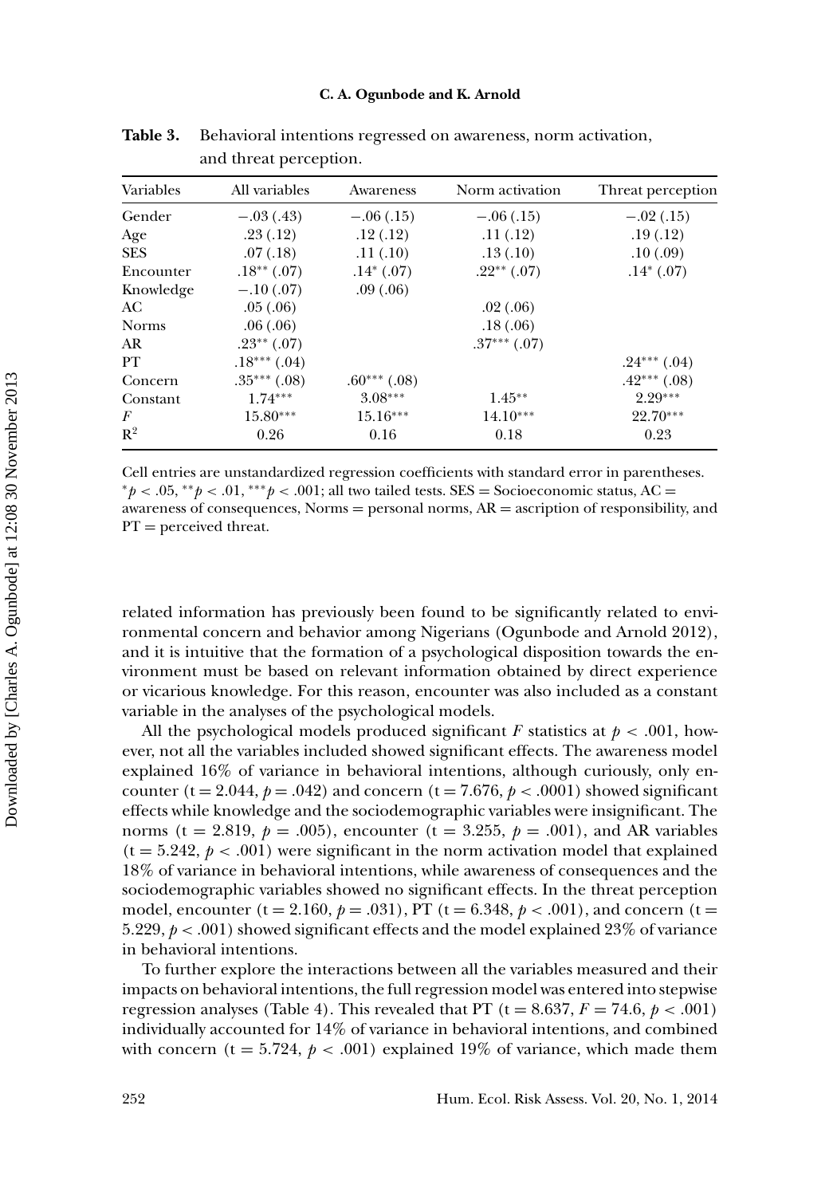**Table 3.** Behavioral intentions regressed on awareness, norm activation, and threat perception.

| Variables | All variables | Awareness | Norm activation | Threat perception |
|---|---|---|---|---|
| Gender | −.03 (.43) | −.06 (.15) | −.06 (.15) | −.02 (.15) |
| Age | .23 (.12) | .12 (.12) | .11 (.12) | .19 (.12) |
| SES | .07 (.18) | .11 (.10) | .13 (.10) | .10 (.09) |
| Encounter | .18** (.07) | .14* (.07) | .22** (.07) | .14* (.07) |
| Knowledge | −.10 (.07) | .09 (.06) | | |
| AC | .05 (.06) | | .02 (.06) | |
| Norms | .06 (.06) | | .18 (.06) | |
| AR | .23** (.07) | | .37*** (.07) | |
| PT | .18*** (.04) | | | .24*** (.04) |
| Concern | .35*** (.08) | .60*** (.08) | | .42*** (.08) |
| Constant | 1.74*** | 3.08*** | 1.45** | 2.29*** |
| $F$ | 15.80*** | 15.16*** | 14.10*** | 22.70*** |
| $R^2$ | 0.26 | 0.16 | 0.18 | 0.23 |

Cell entries are unstandardized regression coefficients with standard error in parentheses. $^{*}p < .05$, $^{**}p < .01$, $^{***}p < .001$; all two tailed tests. SES = Socioeconomic status, AC = awareness of consequences, Norms = personal norms, AR = ascription of responsibility, and PT = perceived threat.

related information has previously been found to be significantly related to environmental concern and behavior among Nigerians (Ogunbode and Arnold 2012), and it is intuitive that the formation of a psychological disposition towards the environment must be based on relevant information obtained by direct experience or vicarious knowledge. For this reason, encounter was also included as a constant variable in the analyses of the psychological models.

All the psychological models produced significant $F$ statistics at $p < .001$, however, not all the variables included showed significant effects. The awareness model explained 16% of variance in behavioral intentions, although curiously, only encounter ($t = 2.044$, $p = .042$) and concern ($t = 7.676$, $p < .0001$) showed significant effects while knowledge and the sociodemographic variables were insignificant. The norms ($t = 2.819$, $p = .005$), encounter ($t = 3.255$, $p = .001$), and AR variables ($t = 5.242$, $p < .001$) were significant in the norm activation model that explained 18% of variance in behavioral intentions, while awareness of consequences and the sociodemographic variables showed no significant effects. In the threat perception model, encounter ($t = 2.160$, $p = .031$), PT ($t = 6.348$, $p < .001$), and concern ($t = 5.229$, $p < .001$) showed significant effects and the model explained 23% of variance in behavioral intentions.

To further explore the interactions between all the variables measured and their impacts on behavioral intentions, the full regression model was entered into stepwise regression analyses (Table 4). This revealed that PT ($t = 8.637$, $F = 74.6$, $p < .001$) individually accounted for 14% of variance in behavioral intentions, and combined with concern ($t = 5.724$, $p < .001$) explained 19% of variance, which made them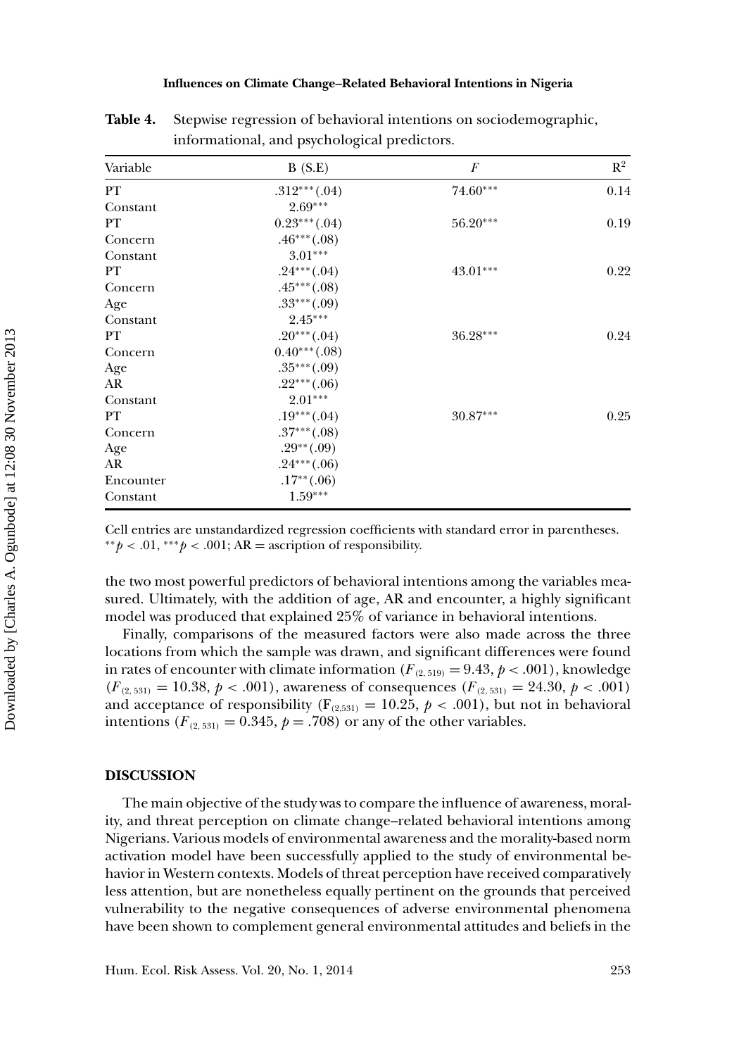**Table 4.** Stepwise regression of behavioral intentions on sociodemographic, informational, and psychological predictors.

| Variable | B (S.E) | *F* | $R^2$ |
|---|---|---|---|
| PT | .312***(.04) | 74.60*** | 0.14 |
| Constant | 2.69*** | | |
| PT | 0.23***(.04) | 56.20*** | 0.19 |
| Concern | .46***(.08) | | |
| Constant | 3.01*** | | |
| PT | .24***(.04) | 43.01*** | 0.22 |
| Concern | .45***(.08) | | |
| Age | .33***(.09) | | |
| Constant | 2.45*** | | |
| PT | .20***(.04) | 36.28*** | 0.24 |
| Concern | 0.40***(.08) | | |
| Age | .35***(.09) | | |
| AR | .22***(.06) | | |
| Constant | 2.01*** | | |
| PT | .19***(.04) | 30.87*** | 0.25 |
| Concern | .37***(.08) | | |
| Age | .29**(.09) | | |
| AR | .24***(.06) | | |
| Encounter | .17**(.06) | | |
| Constant | 1.59*** | | |

Cell entries are unstandardized regression coefficients with standard error in parentheses. $^{**}p < .01$, $^{***}p < .001$; AR = ascription of responsibility.

the two most powerful predictors of behavioral intentions among the variables measured. Ultimately, with the addition of age, AR and encounter, a highly significant model was produced that explained 25% of variance in behavioral intentions.

Finally, comparisons of the measured factors were also made across the three locations from which the sample was drawn, and significant differences were found in rates of encounter with climate information ($F_{(2, 519)} = 9.43$, $p < .001$), knowledge ($F_{(2, 531)} = 10.38$, $p < .001$), awareness of consequences ($F_{(2, 531)} = 24.30$, $p < .001$) and acceptance of responsibility ($F_{(2,531)} = 10.25$, $p < .001$), but not in behavioral intentions ($F_{(2, 531)} = 0.345$, $p = .708$) or any of the other variables.

## DISCUSSION

The main objective of the study was to compare the influence of awareness, morality, and threat perception on climate change–related behavioral intentions among Nigerians. Various models of environmental awareness and the morality-based norm activation model have been successfully applied to the study of environmental behavior in Western contexts. Models of threat perception have received comparatively less attention, but are nonetheless equally pertinent on the grounds that perceived vulnerability to the negative consequences of adverse environmental phenomena have been shown to complement general environmental attitudes and beliefs in the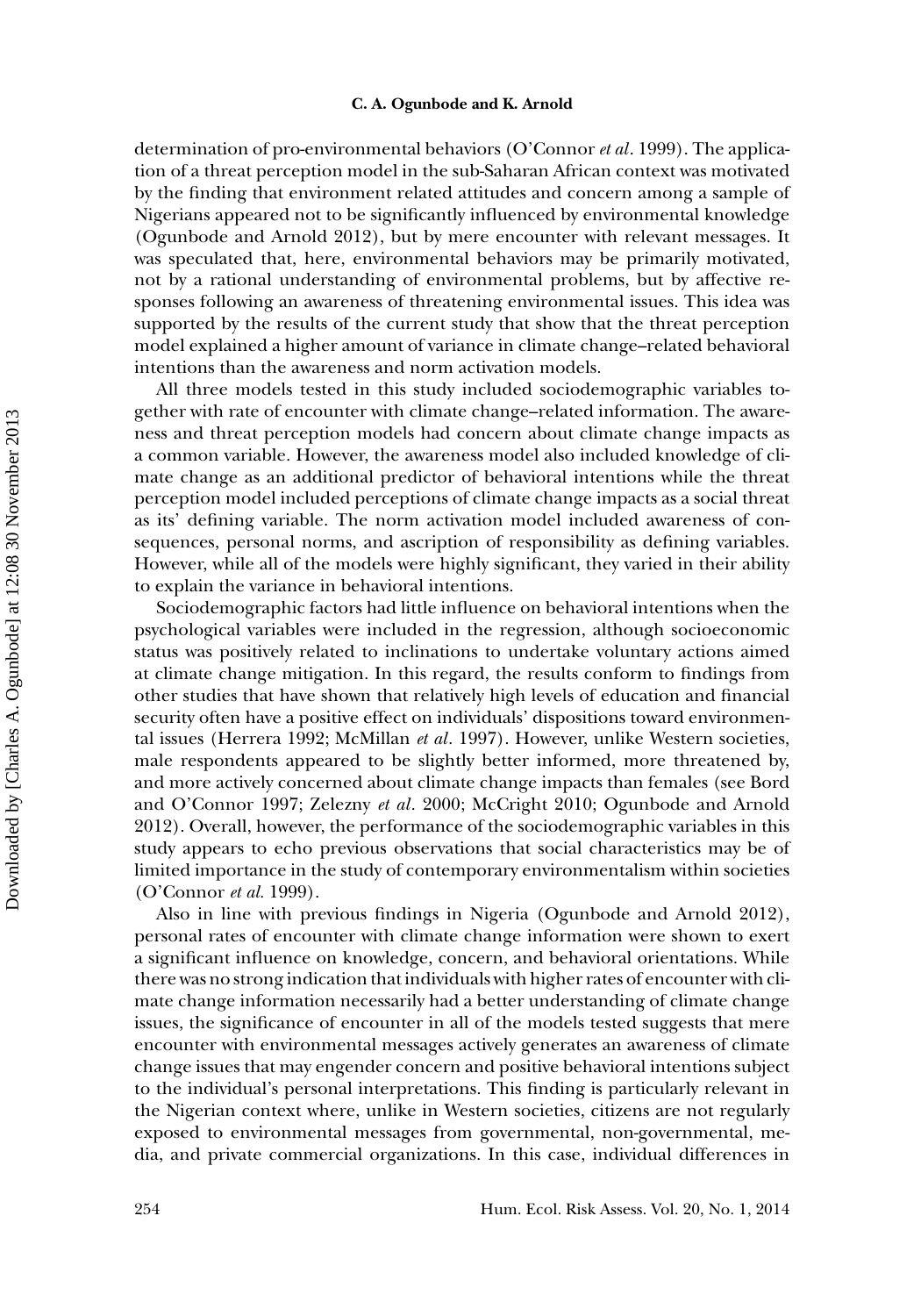determination of pro-environmental behaviors (O'Connor *et al*. 1999). The application of a threat perception model in the sub-Saharan African context was motivated by the finding that environment related attitudes and concern among a sample of Nigerians appeared not to be significantly influenced by environmental knowledge (Ogunbode and Arnold 2012), but by mere encounter with relevant messages. It was speculated that, here, environmental behaviors may be primarily motivated, not by a rational understanding of environmental problems, but by affective responses following an awareness of threatening environmental issues. This idea was supported by the results of the current study that show that the threat perception model explained a higher amount of variance in climate change–related behavioral intentions than the awareness and norm activation models.

All three models tested in this study included sociodemographic variables together with rate of encounter with climate change–related information. The awareness and threat perception models had concern about climate change impacts as a common variable. However, the awareness model also included knowledge of climate change as an additional predictor of behavioral intentions while the threat perception model included perceptions of climate change impacts as a social threat as its' defining variable. The norm activation model included awareness of consequences, personal norms, and ascription of responsibility as defining variables. However, while all of the models were highly significant, they varied in their ability to explain the variance in behavioral intentions.

Sociodemographic factors had little influence on behavioral intentions when the psychological variables were included in the regression, although socioeconomic status was positively related to inclinations to undertake voluntary actions aimed at climate change mitigation. In this regard, the results conform to findings from other studies that have shown that relatively high levels of education and financial security often have a positive effect on individuals' dispositions toward environmental issues (Herrera 1992; McMillan *et al*. 1997). However, unlike Western societies, male respondents appeared to be slightly better informed, more threatened by, and more actively concerned about climate change impacts than females (see Bord and O'Connor 1997; Zelezny *et al*. 2000; McCright 2010; Ogunbode and Arnold 2012). Overall, however, the performance of the sociodemographic variables in this study appears to echo previous observations that social characteristics may be of limited importance in the study of contemporary environmentalism within societies (O'Connor *et al.* 1999).

Also in line with previous findings in Nigeria (Ogunbode and Arnold 2012), personal rates of encounter with climate change information were shown to exert a significant influence on knowledge, concern, and behavioral orientations. While there was no strong indication that individuals with higher rates of encounter with climate change information necessarily had a better understanding of climate change issues, the significance of encounter in all of the models tested suggests that mere encounter with environmental messages actively generates an awareness of climate change issues that may engender concern and positive behavioral intentions subject to the individual's personal interpretations. This finding is particularly relevant in the Nigerian context where, unlike in Western societies, citizens are not regularly exposed to environmental messages from governmental, non-governmental, media, and private commercial organizations. In this case, individual differences in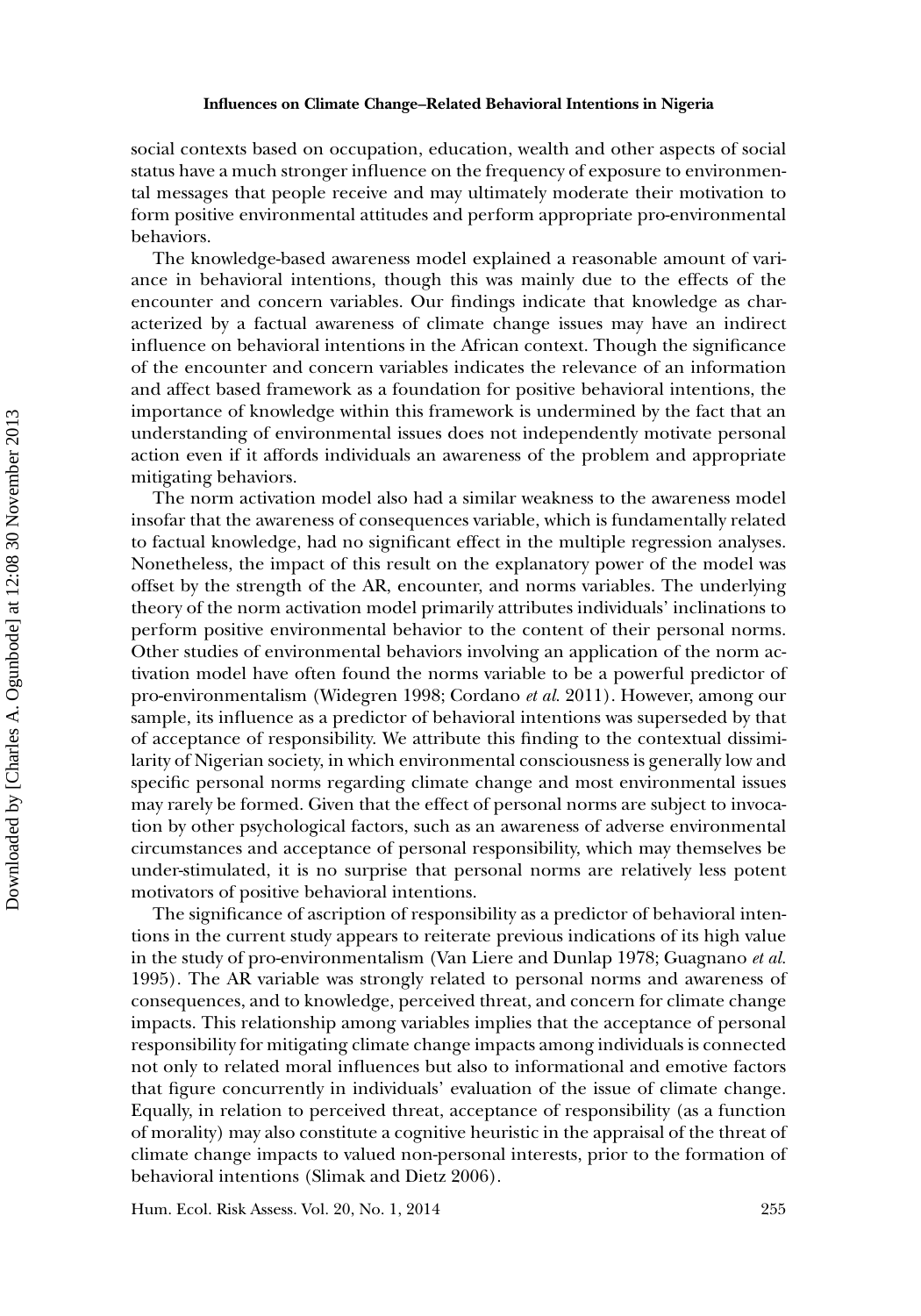social contexts based on occupation, education, wealth and other aspects of social status have a much stronger influence on the frequency of exposure to environmental messages that people receive and may ultimately moderate their motivation to form positive environmental attitudes and perform appropriate pro-environmental behaviors.

The knowledge-based awareness model explained a reasonable amount of variance in behavioral intentions, though this was mainly due to the effects of the encounter and concern variables. Our findings indicate that knowledge as characterized by a factual awareness of climate change issues may have an indirect influence on behavioral intentions in the African context. Though the significance of the encounter and concern variables indicates the relevance of an information and affect based framework as a foundation for positive behavioral intentions, the importance of knowledge within this framework is undermined by the fact that an understanding of environmental issues does not independently motivate personal action even if it affords individuals an awareness of the problem and appropriate mitigating behaviors.

The norm activation model also had a similar weakness to the awareness model insofar that the awareness of consequences variable, which is fundamentally related to factual knowledge, had no significant effect in the multiple regression analyses. Nonetheless, the impact of this result on the explanatory power of the model was offset by the strength of the AR, encounter, and norms variables. The underlying theory of the norm activation model primarily attributes individuals' inclinations to perform positive environmental behavior to the content of their personal norms. Other studies of environmental behaviors involving an application of the norm activation model have often found the norms variable to be a powerful predictor of pro-environmentalism (Widegren 1998; Cordano *et al.* 2011). However, among our sample, its influence as a predictor of behavioral intentions was superseded by that of acceptance of responsibility. We attribute this finding to the contextual dissimilarity of Nigerian society, in which environmental consciousness is generally low and specific personal norms regarding climate change and most environmental issues may rarely be formed. Given that the effect of personal norms are subject to invocation by other psychological factors, such as an awareness of adverse environmental circumstances and acceptance of personal responsibility, which may themselves be under-stimulated, it is no surprise that personal norms are relatively less potent motivators of positive behavioral intentions.

The significance of ascription of responsibility as a predictor of behavioral intentions in the current study appears to reiterate previous indications of its high value in the study of pro-environmentalism (Van Liere and Dunlap 1978; Guagnano *et al.* 1995). The AR variable was strongly related to personal norms and awareness of consequences, and to knowledge, perceived threat, and concern for climate change impacts. This relationship among variables implies that the acceptance of personal responsibility for mitigating climate change impacts among individuals is connected not only to related moral influences but also to informational and emotive factors that figure concurrently in individuals' evaluation of the issue of climate change. Equally, in relation to perceived threat, acceptance of responsibility (as a function of morality) may also constitute a cognitive heuristic in the appraisal of the threat of climate change impacts to valued non-personal interests, prior to the formation of behavioral intentions (Slimak and Dietz 2006).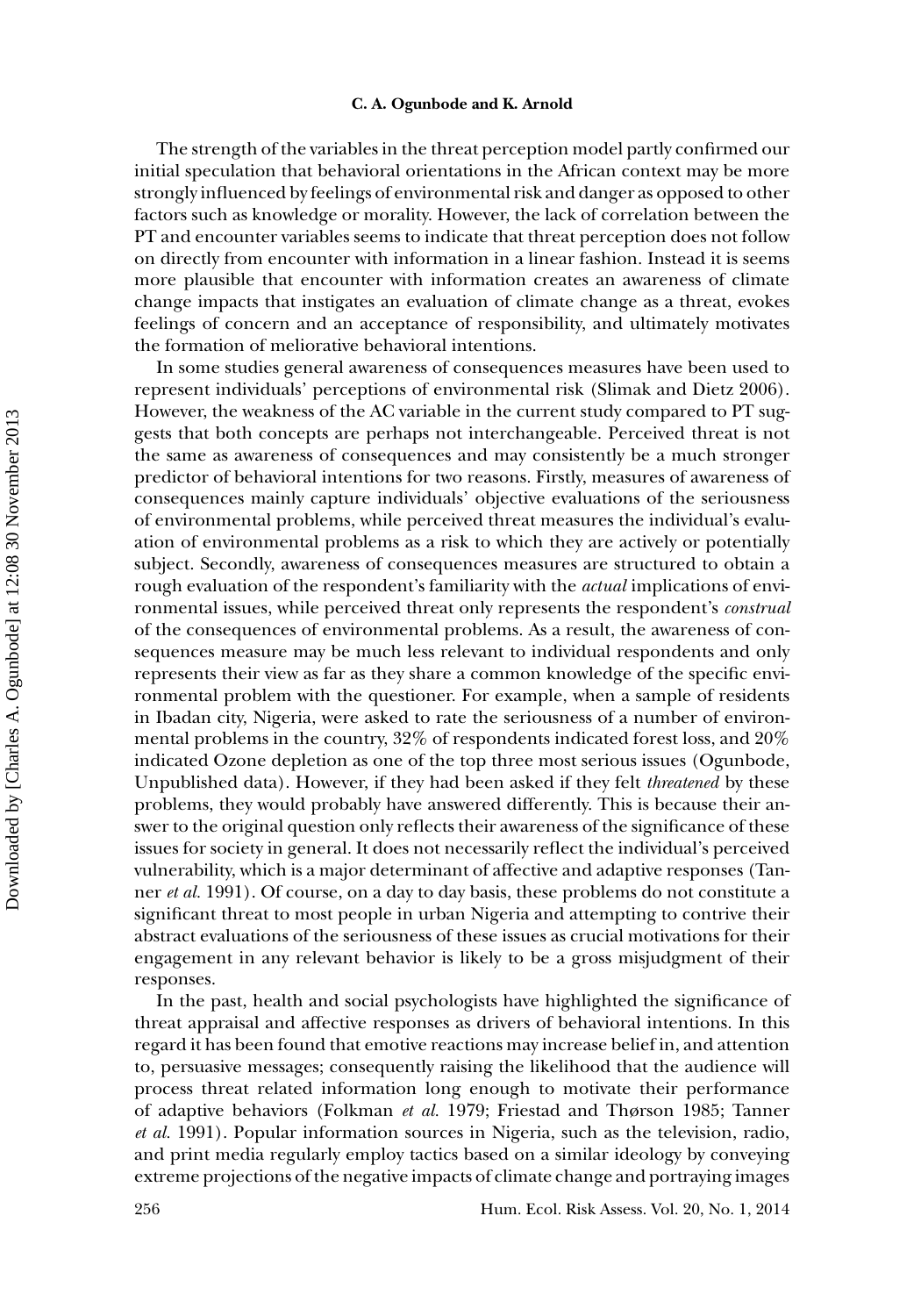The strength of the variables in the threat perception model partly confirmed our initial speculation that behavioral orientations in the African context may be more strongly influenced by feelings of environmental risk and danger as opposed to other factors such as knowledge or morality. However, the lack of correlation between the PT and encounter variables seems to indicate that threat perception does not follow on directly from encounter with information in a linear fashion. Instead it is seems more plausible that encounter with information creates an awareness of climate change impacts that instigates an evaluation of climate change as a threat, evokes feelings of concern and an acceptance of responsibility, and ultimately motivates the formation of meliorative behavioral intentions.

In some studies general awareness of consequences measures have been used to represent individuals' perceptions of environmental risk (Slimak and Dietz 2006). However, the weakness of the AC variable in the current study compared to PT suggests that both concepts are perhaps not interchangeable. Perceived threat is not the same as awareness of consequences and may consistently be a much stronger predictor of behavioral intentions for two reasons. Firstly, measures of awareness of consequences mainly capture individuals' objective evaluations of the seriousness of environmental problems, while perceived threat measures the individual's evaluation of environmental problems as a risk to which they are actively or potentially subject. Secondly, awareness of consequences measures are structured to obtain a rough evaluation of the respondent's familiarity with the *actual* implications of environmental issues, while perceived threat only represents the respondent's *construal* of the consequences of environmental problems. As a result, the awareness of consequences measure may be much less relevant to individual respondents and only represents their view as far as they share a common knowledge of the specific environmental problem with the questioner. For example, when a sample of residents in Ibadan city, Nigeria, were asked to rate the seriousness of a number of environmental problems in the country, 32% of respondents indicated forest loss, and 20% indicated Ozone depletion as one of the top three most serious issues (Ogunbode, Unpublished data). However, if they had been asked if they felt *threatened* by these problems, they would probably have answered differently. This is because their answer to the original question only reflects their awareness of the significance of these issues for society in general. It does not necessarily reflect the individual's perceived vulnerability, which is a major determinant of affective and adaptive responses (Tanner *et al.* 1991). Of course, on a day to day basis, these problems do not constitute a significant threat to most people in urban Nigeria and attempting to contrive their abstract evaluations of the seriousness of these issues as crucial motivations for their engagement in any relevant behavior is likely to be a gross misjudgment of their responses.

In the past, health and social psychologists have highlighted the significance of threat appraisal and affective responses as drivers of behavioral intentions. In this regard it has been found that emotive reactions may increase belief in, and attention to, persuasive messages; consequently raising the likelihood that the audience will process threat related information long enough to motivate their performance of adaptive behaviors (Folkman *et al.* 1979; Friestad and Thørson 1985; Tanner *et al.* 1991). Popular information sources in Nigeria, such as the television, radio, and print media regularly employ tactics based on a similar ideology by conveying extreme projections of the negative impacts of climate change and portraying images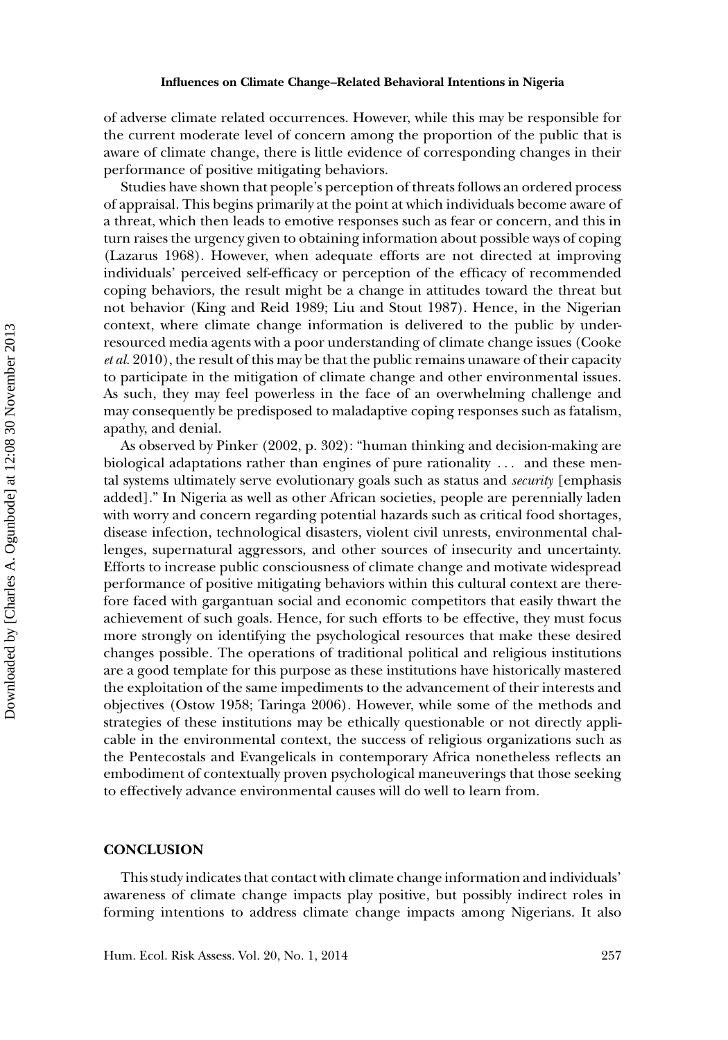of adverse climate related occurrences. However, while this may be responsible for the current moderate level of concern among the proportion of the public that is aware of climate change, there is little evidence of corresponding changes in their performance of positive mitigating behaviors.

Studies have shown that people's perception of threats follows an ordered process of appraisal. This begins primarily at the point at which individuals become aware of a threat, which then leads to emotive responses such as fear or concern, and this in turn raises the urgency given to obtaining information about possible ways of coping (Lazarus 1968). However, when adequate efforts are not directed at improving individuals' perceived self-efficacy or perception of the efficacy of recommended coping behaviors, the result might be a change in attitudes toward the threat but not behavior (King and Reid 1989; Liu and Stout 1987). Hence, in the Nigerian context, where climate change information is delivered to the public by under-resourced media agents with a poor understanding of climate change issues (Cooke *et al.* 2010), the result of this may be that the public remains unaware of their capacity to participate in the mitigation of climate change and other environmental issues. As such, they may feel powerless in the face of an overwhelming challenge and may consequently be predisposed to maladaptive coping responses such as fatalism, apathy, and denial.

As observed by Pinker (2002, p. 302): "human thinking and decision-making are biological adaptations rather than engines of pure rationality ... and these mental systems ultimately serve evolutionary goals such as status and *security* [emphasis added]." In Nigeria as well as other African societies, people are perennially laden with worry and concern regarding potential hazards such as critical food shortages, disease infection, technological disasters, violent civil unrests, environmental challenges, supernatural aggressors, and other sources of insecurity and uncertainty. Efforts to increase public consciousness of climate change and motivate widespread performance of positive mitigating behaviors within this cultural context are therefore faced with gargantuan social and economic competitors that easily thwart the achievement of such goals. Hence, for such efforts to be effective, they must focus more strongly on identifying the psychological resources that make these desired changes possible. The operations of traditional political and religious institutions are a good template for this purpose as these institutions have historically mastered the exploitation of the same impediments to the advancement of their interests and objectives (Ostow 1958; Taringa 2006). However, while some of the methods and strategies of these institutions may be ethically questionable or not directly applicable in the environmental context, the success of religious organizations such as the Pentecostals and Evangelicals in contemporary Africa nonetheless reflects an embodiment of contextually proven psychological maneuverings that those seeking to effectively advance environmental causes will do well to learn from.

## CONCLUSION

This study indicates that contact with climate change information and individuals' awareness of climate change impacts play positive, but possibly indirect roles in forming intentions to address climate change impacts among Nigerians. It also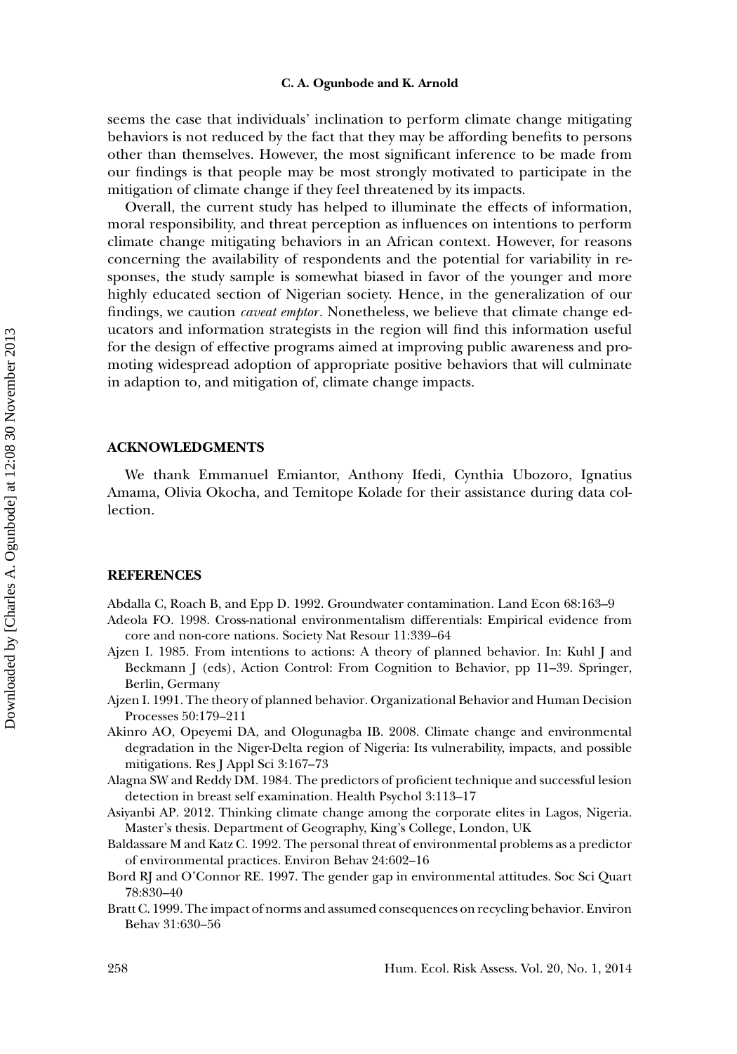seems the case that individuals' inclination to perform climate change mitigating behaviors is not reduced by the fact that they may be affording benefits to persons other than themselves. However, the most significant inference to be made from our findings is that people may be most strongly motivated to participate in the mitigation of climate change if they feel threatened by its impacts.

Overall, the current study has helped to illuminate the effects of information, moral responsibility, and threat perception as influences on intentions to perform climate change mitigating behaviors in an African context. However, for reasons concerning the availability of respondents and the potential for variability in responses, the study sample is somewhat biased in favor of the younger and more highly educated section of Nigerian society. Hence, in the generalization of our findings, we caution *caveat emptor*. Nonetheless, we believe that climate change educators and information strategists in the region will find this information useful for the design of effective programs aimed at improving public awareness and promoting widespread adoption of appropriate positive behaviors that will culminate in adaption to, and mitigation of, climate change impacts.

## ACKNOWLEDGMENTS

We thank Emmanuel Emiantor, Anthony Ifedi, Cynthia Ubozoro, Ignatius Amama, Olivia Okocha, and Temitope Kolade for their assistance during data collection.

## REFERENCES

Abdalla C, Roach B, and Epp D. 1992. Groundwater contamination. Land Econ 68:163–9

Adeola FO. 1998. Cross-national environmentalism differentials: Empirical evidence from core and non-core nations. Society Nat Resour 11:339–64

Ajzen I. 1985. From intentions to actions: A theory of planned behavior. In: Kuhl J and Beckmann J (eds), Action Control: From Cognition to Behavior, pp 11–39. Springer, Berlin, Germany

Ajzen I. 1991. The theory of planned behavior. Organizational Behavior and Human Decision Processes 50:179–211

Akinro AO, Opeyemi DA, and Ologunagba IB. 2008. Climate change and environmental degradation in the Niger-Delta region of Nigeria: Its vulnerability, impacts, and possible mitigations. Res J Appl Sci 3:167–73

Alagna SW and Reddy DM. 1984. The predictors of proficient technique and successful lesion detection in breast self examination. Health Psychol 3:113–17

Asiyanbi AP. 2012. Thinking climate change among the corporate elites in Lagos, Nigeria. Master's thesis. Department of Geography, King's College, London, UK

Baldassare M and Katz C. 1992. The personal threat of environmental problems as a predictor of environmental practices. Environ Behav 24:602–16

Bord RJ and O'Connor RE. 1997. The gender gap in environmental attitudes. Soc Sci Quart 78:830–40

Bratt C. 1999. The impact of norms and assumed consequences on recycling behavior. Environ Behav 31:630–56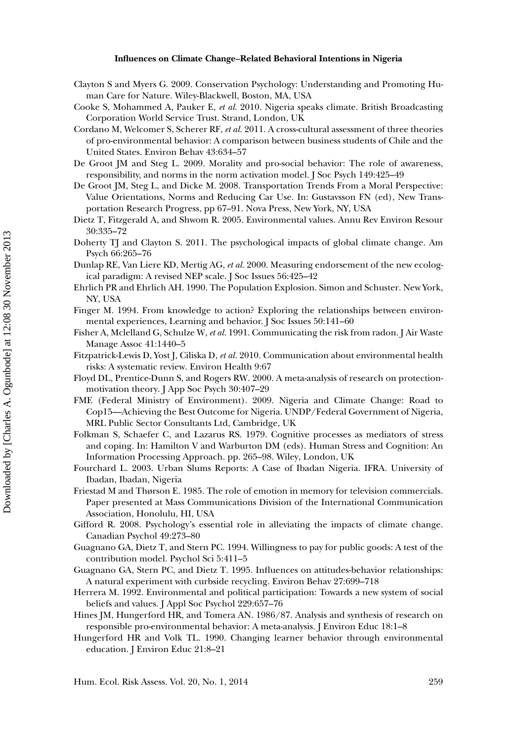Clayton S and Myers G. 2009. Conservation Psychology: Understanding and Promoting Human Care for Nature. Wiley-Blackwell, Boston, MA, USA

Cooke S, Mohammed A, Pauker E, *et al.* 2010. Nigeria speaks climate. British Broadcasting Corporation World Service Trust. Strand, London, UK

Cordano M, Welcomer S, Scherer RF, *et al.* 2011. A cross-cultural assessment of three theories of pro-environmental behavior: A comparison between business students of Chile and the United States. Environ Behav 43:634–57

De Groot JM and Steg L. 2009. Morality and pro-social behavior: The role of awareness, responsibility, and norms in the norm activation model. J Soc Psych 149:425–49

De Groot JM, Steg L, and Dicke M. 2008. Transportation Trends From a Moral Perspective: Value Orientations, Norms and Reducing Car Use. In: Gustavsson FN (ed), New Transportation Research Progress, pp 67–91. Nova Press, New York, NY, USA

Dietz T, Fitzgerald A, and Shwom R. 2005. Environmental values. Annu Rev Environ Resour 30:335–72

Doherty TJ and Clayton S. 2011. The psychological impacts of global climate change. Am Psych 66:265–76

Dunlap RE, Van Liere KD, Mertig AG, *et al.* 2000. Measuring endorsement of the new ecological paradigm: A revised NEP scale. J Soc Issues 56:425–42

Ehrlich PR and Ehrlich AH. 1990. The Population Explosion. Simon and Schuster. New York, NY, USA

Finger M. 1994. From knowledge to action? Exploring the relationships between environmental experiences, Learning and behavior. J Soc Issues 50:141–60

Fisher A, Mclelland G, Schulze W, *et al.* 1991. Communicating the risk from radon. J Air Waste Manage Assoc 41:1440–5

Fitzpatrick-Lewis D, Yost J, Ciliska D, *et al.* 2010. Communication about environmental health risks: A systematic review. Environ Health 9:67

Floyd DL, Prentice-Dunn S, and Rogers RW. 2000. A meta-analysis of research on protection-motivation theory. J App Soc Psych 30:407–29

FME (Federal Ministry of Environment). 2009. Nigeria and Climate Change: Road to Cop15—Achieving the Best Outcome for Nigeria. UNDP/Federal Government of Nigeria, MRL Public Sector Consultants Ltd, Cambridge, UK

Folkman S, Schaefer C, and Lazarus RS. 1979. Cognitive processes as mediators of stress and coping. In: Hamilton V and Warburton DM (eds). Human Stress and Cognition: An Information Processing Approach. pp. 265–98. Wiley, London, UK

Fourchard L. 2003. Urban Slums Reports: A Case of Ibadan Nigeria. IFRA. University of Ibadan, Ibadan, Nigeria

Friestad M and Thørson E. 1985. The role of emotion in memory for television commercials. Paper presented at Mass Communications Division of the International Communication Association, Honolulu, HI, USA

Gifford R. 2008. Psychology's essential role in alleviating the impacts of climate change. Canadian Psychol 49:273–80

Guagnano GA, Dietz T, and Stern PC. 1994. Willingness to pay for public goods: A test of the contribution model. Psychol Sci 5:411–5

Guagnano GA, Stern PC, and Dietz T. 1995. Influences on attitudes-behavior relationships: A natural experiment with curbside recycling. Environ Behav 27:699–718

Herrera M. 1992. Environmental and political participation: Towards a new system of social beliefs and values. J Appl Soc Psychol 229:657–76

Hines JM, Hungerford HR, and Tomera AN. 1986/87. Analysis and synthesis of research on responsible pro-environmental behavior: A meta-analysis. J Environ Educ 18:1–8

Hungerford HR and Volk TL. 1990. Changing learner behavior through environmental education. J Environ Educ 21:8–21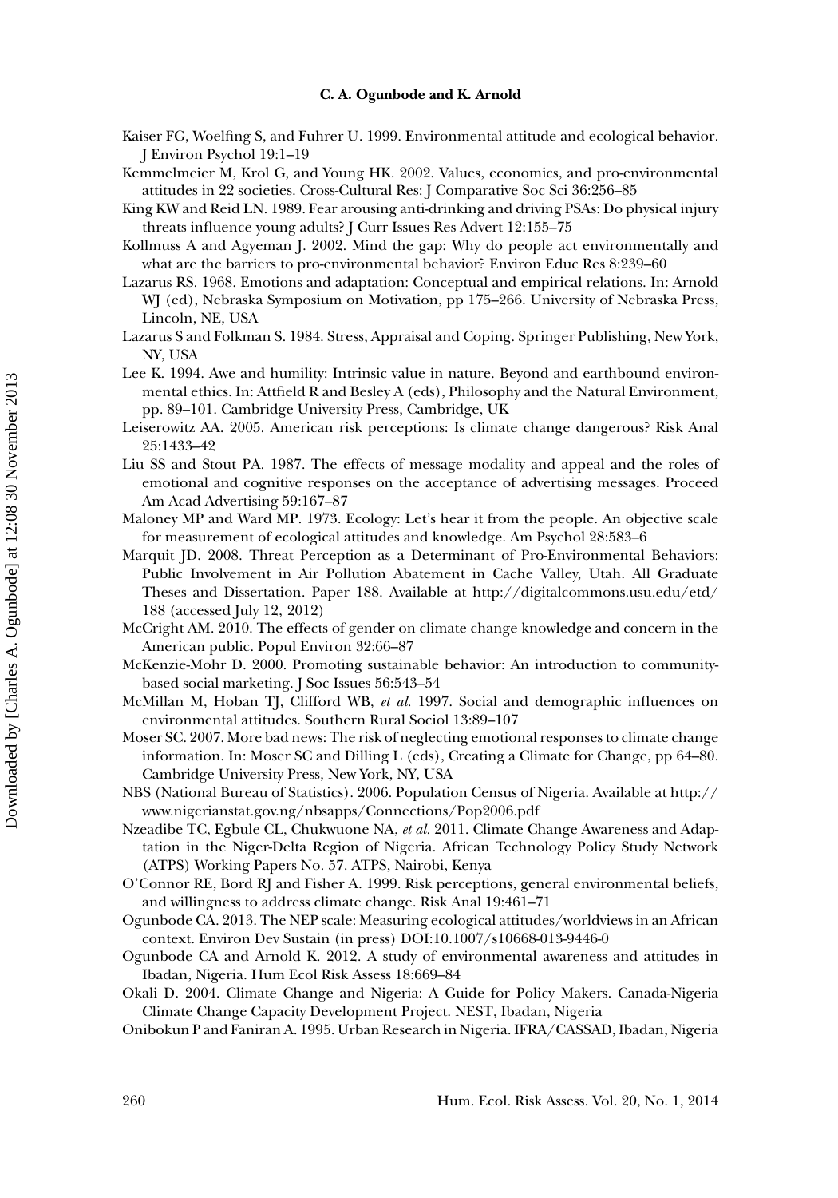Kaiser FG, Woelfing S, and Fuhrer U. 1999. Environmental attitude and ecological behavior. J Environ Psychol 19:1–19

Kemmelmeier M, Krol G, and Young HK. 2002. Values, economics, and pro-environmental attitudes in 22 societies. Cross-Cultural Res: J Comparative Soc Sci 36:256–85

King KW and Reid LN. 1989. Fear arousing anti-drinking and driving PSAs: Do physical injury threats influence young adults? J Curr Issues Res Advert 12:155–75

Kollmuss A and Agyeman J. 2002. Mind the gap: Why do people act environmentally and what are the barriers to pro-environmental behavior? Environ Educ Res 8:239–60

Lazarus RS. 1968. Emotions and adaptation: Conceptual and empirical relations. In: Arnold WJ (ed), Nebraska Symposium on Motivation, pp 175–266. University of Nebraska Press, Lincoln, NE, USA

Lazarus S and Folkman S. 1984. Stress, Appraisal and Coping. Springer Publishing, New York, NY, USA

Lee K. 1994. Awe and humility: Intrinsic value in nature. Beyond and earthbound environmental ethics. In: Attfield R and Besley A (eds), Philosophy and the Natural Environment, pp. 89–101. Cambridge University Press, Cambridge, UK

Leiserowitz AA. 2005. American risk perceptions: Is climate change dangerous? Risk Anal 25:1433–42

Liu SS and Stout PA. 1987. The effects of message modality and appeal and the roles of emotional and cognitive responses on the acceptance of advertising messages. Proceed Am Acad Advertising 59:167–87

Maloney MP and Ward MP. 1973. Ecology: Let's hear it from the people. An objective scale for measurement of ecological attitudes and knowledge. Am Psychol 28:583–6

Marquit JD. 2008. Threat Perception as a Determinant of Pro-Environmental Behaviors: Public Involvement in Air Pollution Abatement in Cache Valley, Utah. All Graduate Theses and Dissertation. Paper 188. Available at http://digitalcommons.usu.edu/etd/188 (accessed July 12, 2012)

McCright AM. 2010. The effects of gender on climate change knowledge and concern in the American public. Popul Environ 32:66–87

McKenzie-Mohr D. 2000. Promoting sustainable behavior: An introduction to community-based social marketing. J Soc Issues 56:543–54

McMillan M, Hoban TJ, Clifford WB, *et al.* 1997. Social and demographic influences on environmental attitudes. Southern Rural Sociol 13:89–107

Moser SC. 2007. More bad news: The risk of neglecting emotional responses to climate change information. In: Moser SC and Dilling L (eds), Creating a Climate for Change, pp 64–80. Cambridge University Press, New York, NY, USA

NBS (National Bureau of Statistics). 2006. Population Census of Nigeria. Available at http://www.nigerianstat.gov.ng/nbsapps/Connections/Pop2006.pdf

Nzeadibe TC, Egbule CL, Chukwuone NA, *et al.* 2011. Climate Change Awareness and Adaptation in the Niger-Delta Region of Nigeria. African Technology Policy Study Network (ATPS) Working Papers No. 57. ATPS, Nairobi, Kenya

O'Connor RE, Bord RJ and Fisher A. 1999. Risk perceptions, general environmental beliefs, and willingness to address climate change. Risk Anal 19:461–71

Ogunbode CA. 2013. The NEP scale: Measuring ecological attitudes/worldviews in an African context. Environ Dev Sustain (in press) DOI:10.1007/s10668-013-9446-0

Ogunbode CA and Arnold K. 2012. A study of environmental awareness and attitudes in Ibadan, Nigeria. Hum Ecol Risk Assess 18:669–84

Okali D. 2004. Climate Change and Nigeria: A Guide for Policy Makers. Canada-Nigeria Climate Change Capacity Development Project. NEST, Ibadan, Nigeria

Onibokun P and Faniran A. 1995. Urban Research in Nigeria. IFRA/CASSAD, Ibadan, Nigeria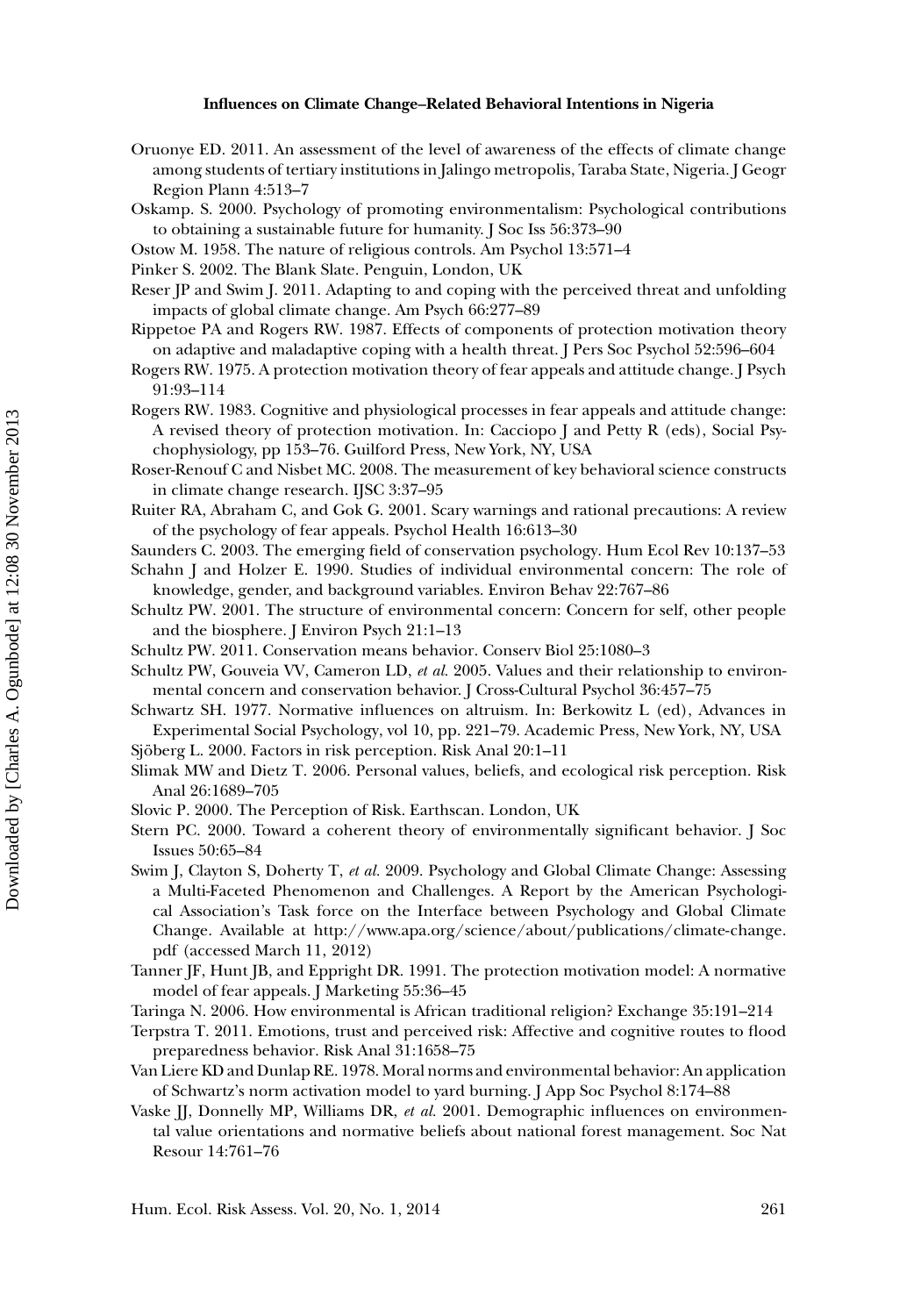Oruonye ED. 2011. An assessment of the level of awareness of the effects of climate change among students of tertiary institutions in Jalingo metropolis, Taraba State, Nigeria. J Geogr Region Plann 4:513–7

Oskamp. S. 2000. Psychology of promoting environmentalism: Psychological contributions to obtaining a sustainable future for humanity. J Soc Iss 56:373–90

Ostow M. 1958. The nature of religious controls. Am Psychol 13:571–4

Pinker S. 2002. The Blank Slate. Penguin, London, UK

Reser JP and Swim J. 2011. Adapting to and coping with the perceived threat and unfolding impacts of global climate change. Am Psych 66:277–89

Rippetoe PA and Rogers RW. 1987. Effects of components of protection motivation theory on adaptive and maladaptive coping with a health threat. J Pers Soc Psychol 52:596–604

Rogers RW. 1975. A protection motivation theory of fear appeals and attitude change. J Psych 91:93–114

Rogers RW. 1983. Cognitive and physiological processes in fear appeals and attitude change: A revised theory of protection motivation. In: Cacciopo J and Petty R (eds), Social Psychophysiology, pp 153–76. Guilford Press, New York, NY, USA

Roser-Renouf C and Nisbet MC. 2008. The measurement of key behavioral science constructs in climate change research. IJSC 3:37–95

Ruiter RA, Abraham C, and Gok G. 2001. Scary warnings and rational precautions: A review of the psychology of fear appeals. Psychol Health 16:613–30

Saunders C. 2003. The emerging field of conservation psychology. Hum Ecol Rev 10:137–53

Schahn J and Holzer E. 1990. Studies of individual environmental concern: The role of knowledge, gender, and background variables. Environ Behav 22:767–86

Schultz PW. 2001. The structure of environmental concern: Concern for self, other people and the biosphere. J Environ Psych 21:1–13

Schultz PW. 2011. Conservation means behavior. Conserv Biol 25:1080–3

Schultz PW, Gouveia VV, Cameron LD, *et al.* 2005. Values and their relationship to environmental concern and conservation behavior. J Cross-Cultural Psychol 36:457–75

Schwartz SH. 1977. Normative influences on altruism. In: Berkowitz L (ed), Advances in Experimental Social Psychology, vol 10, pp. 221–79. Academic Press, New York, NY, USA

Sjöberg L. 2000. Factors in risk perception. Risk Anal 20:1–11

Slimak MW and Dietz T. 2006. Personal values, beliefs, and ecological risk perception. Risk Anal 26:1689–705

Slovic P. 2000. The Perception of Risk. Earthscan. London, UK

Stern PC. 2000. Toward a coherent theory of environmentally significant behavior. J Soc Issues 50:65–84

Swim J, Clayton S, Doherty T, *et al.* 2009. Psychology and Global Climate Change: Assessing a Multi-Faceted Phenomenon and Challenges. A Report by the American Psychological Association's Task force on the Interface between Psychology and Global Climate Change. Available at http://www.apa.org/science/about/publications/climate-change.pdf (accessed March 11, 2012)

Tanner JF, Hunt JB, and Eppright DR. 1991. The protection motivation model: A normative model of fear appeals. J Marketing 55:36–45

Taringa N. 2006. How environmental is African traditional religion? Exchange 35:191–214

Terpstra T. 2011. Emotions, trust and perceived risk: Affective and cognitive routes to flood preparedness behavior. Risk Anal 31:1658–75

Van Liere KD and Dunlap RE. 1978. Moral norms and environmental behavior: An application of Schwartz's norm activation model to yard burning. J App Soc Psychol 8:174–88

Vaske JJ, Donnelly MP, Williams DR, *et al.* 2001. Demographic influences on environmental value orientations and normative beliefs about national forest management. Soc Nat Resour 14:761–76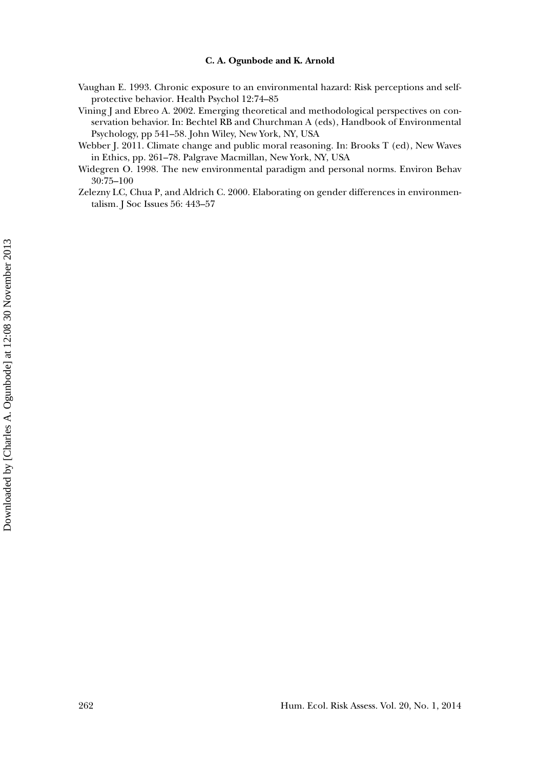Vaughan E. 1993. Chronic exposure to an environmental hazard: Risk perceptions and self-protective behavior. Health Psychol 12:74–85

Vining J and Ebreo A. 2002. Emerging theoretical and methodological perspectives on conservation behavior. In: Bechtel RB and Churchman A (eds), Handbook of Environmental Psychology, pp 541–58. John Wiley, New York, NY, USA

Webber J. 2011. Climate change and public moral reasoning. In: Brooks T (ed), New Waves in Ethics, pp. 261–78. Palgrave Macmillan, New York, NY, USA

Widegren O. 1998. The new environmental paradigm and personal norms. Environ Behav 30:75–100

Zelezny LC, Chua P, and Aldrich C. 2000. Elaborating on gender differences in environmentalism. J Soc Issues 56: 443–57